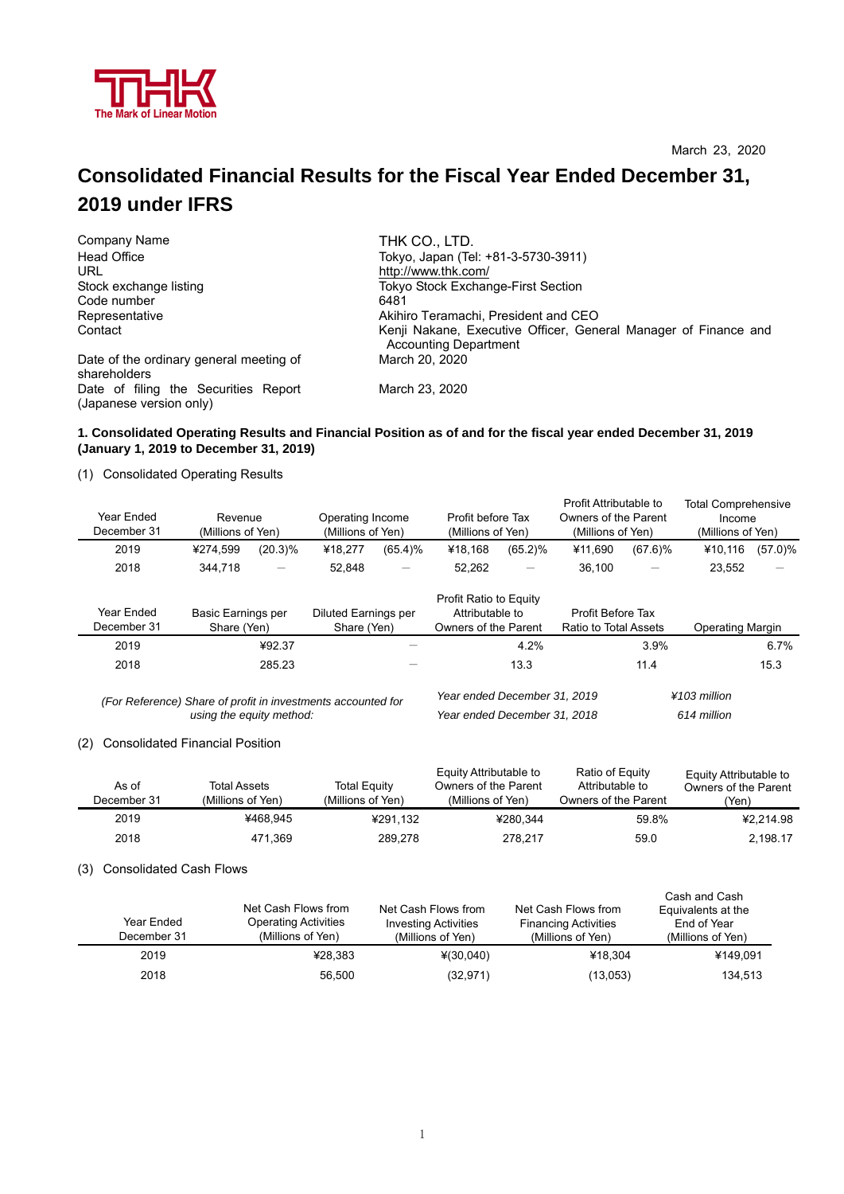THK

The Mark of Linear Motion

March 23, 2020

# Consolidated Financial Results for the Fiscal Year Ended December 31, 2019 under IFRS

| | |
|---|---|
| Company Name | THK CO., LTD. |
| Head Office | Tokyo, Japan (Tel: +81-3-5730-3911) |
| URL | http://www.thk.com/ |
| Stock exchange listing | Tokyo Stock Exchange-First Section |
| Code number | 6481 |
| Representative | Akihiro Teramachi, President and CEO |
| Contact | Kenji Nakane, Executive Officer, General Manager of Finance and Accounting Department |
| Date of the ordinary general meeting of shareholders | March 20, 2020 |
| Date of filing the Securities Report (Japanese version only) | March 23, 2020 |

**1. Consolidated Operating Results and Financial Position as of and for the fiscal year ended December 31, 2019 (January 1, 2019 to December 31, 2019)**

(1) Consolidated Operating Results

| Year Ended December 31 | Revenue (Millions of Yen) | | Operating Income (Millions of Yen) | | Profit before Tax (Millions of Yen) | | Profit Attributable to Owners of the Parent (Millions of Yen) | | Total Comprehensive Income (Millions of Yen) | |
|---|---|---|---|---|---|---|---|---|---|---|
| 2019 | ¥274,599 | (20.3)% | ¥18,277 | (65.4)% | ¥18,168 | (65.2)% | ¥11,690 | (67.6)% | ¥10,116 | (57.0)% |
| 2018 | 344,718 | — | 52,848 | — | 52,262 | — | 36,100 | — | 23,552 | — |

| Year Ended December 31 | Basic Earnings per Share (Yen) | Diluted Earnings per Share (Yen) | Profit Ratio to Equity Attributable to Owners of the Parent | Profit Before Tax Ratio to Total Assets | Operating Margin |
|---|---|---|---|---|---|
| 2019 | ¥92.37 | — | 4.2% | 3.9% | 6.7% |
| 2018 | 285.23 | — | 13.3 | 11.4 | 15.3 |

*(For Reference) Share of profit in investments accounted for using the equity method:*

| | |
|---|---|
| *Year ended December 31, 2019* | *¥103 million* |
| *Year ended December 31, 2018* | *614 million* |

(2) Consolidated Financial Position

| As of December 31 | Total Assets (Millions of Yen) | Total Equity (Millions of Yen) | Equity Attributable to Owners of the Parent (Millions of Yen) | Ratio of Equity Attributable to Owners of the Parent | Equity Attributable to Owners of the Parent (Yen) |
|---|---|---|---|---|---|
| 2019 | ¥468,945 | ¥291,132 | ¥280,344 | 59.8% | ¥2,214.98 |
| 2018 | 471,369 | 289,278 | 278,217 | 59.0 | 2,198.17 |

(3) Consolidated Cash Flows

| Year Ended December 31 | Net Cash Flows from Operating Activities (Millions of Yen) | Net Cash Flows from Investing Activities (Millions of Yen) | Net Cash Flows from Financing Activities (Millions of Yen) | Cash and Cash Equivalents at the End of Year (Millions of Yen) |
|---|---|---|---|---|
| 2019 | ¥28,383 | ¥(30,040) | ¥18,304 | ¥149,091 |
| 2018 | 56,500 | (32,971) | (13,053) | 134,513 |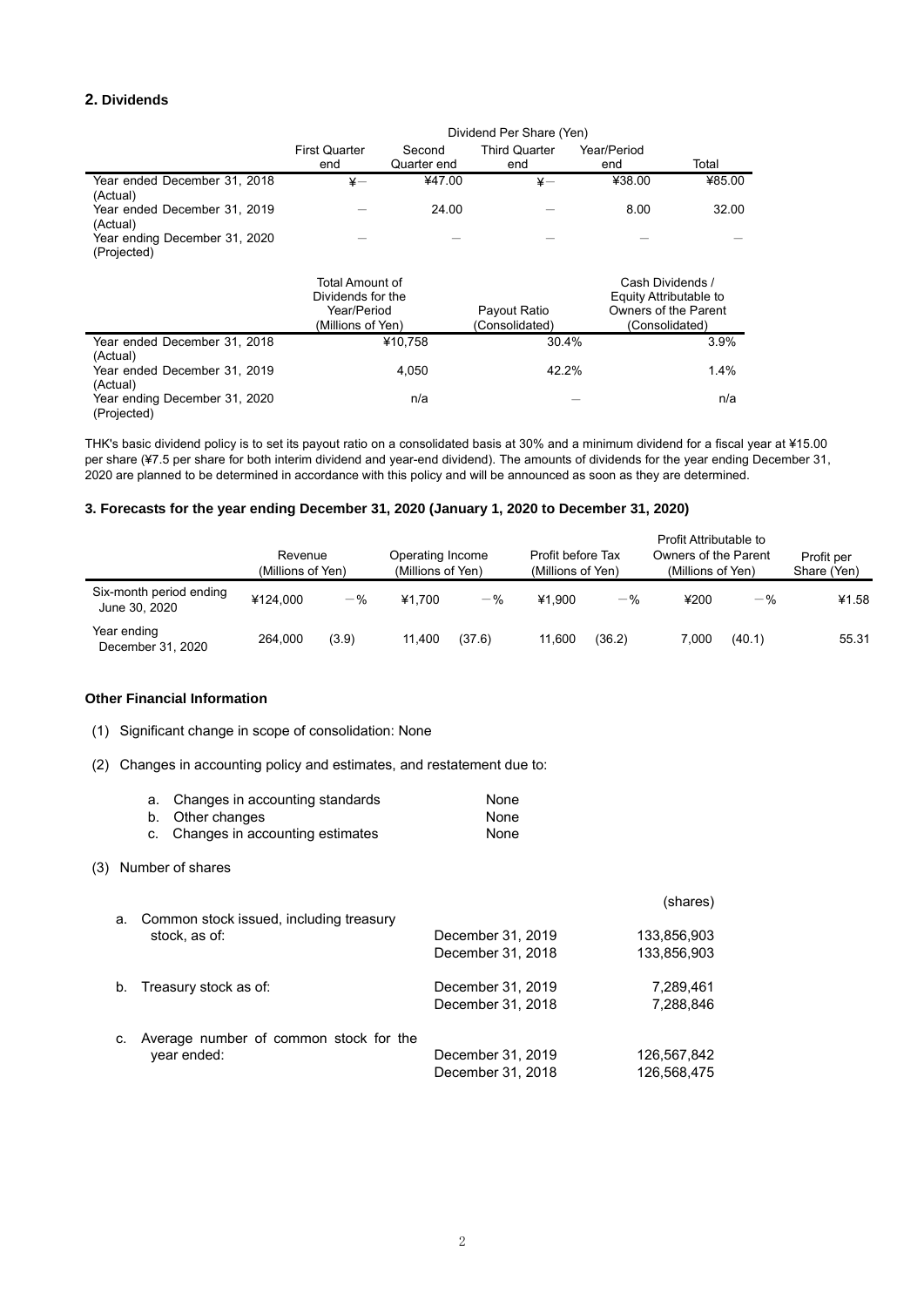## 2. Dividends

| | Dividend Per Share (Yen) | | | | |
|---|---|---|---|---|---|
| | First Quarter end | Second Quarter end | Third Quarter end | Year/Period end | Total |
| Year ended December 31, 2018 (Actual) | ¥— | ¥47.00 | ¥— | ¥38.00 | ¥85.00 |
| Year ended December 31, 2019 (Actual) | — | 24.00 | — | 8.00 | 32.00 |
| Year ending December 31, 2020 (Projected) | — | — | — | — | — |

| | Total Amount of Dividends for the Year/Period (Millions of Yen) | Payout Ratio (Consolidated) | Cash Dividends / Equity Attributable to Owners of the Parent (Consolidated) |
|---|---|---|---|
| Year ended December 31, 2018 (Actual) | ¥10,758 | 30.4% | 3.9% |
| Year ended December 31, 2019 (Actual) | 4,050 | 42.2% | 1.4% |
| Year ending December 31, 2020 (Projected) | n/a | — | n/a |

THK's basic dividend policy is to set its payout ratio on a consolidated basis at 30% and a minimum dividend for a fiscal year at ¥15.00 per share (¥7.5 per share for both interim dividend and year-end dividend). The amounts of dividends for the year ending December 31, 2020 are planned to be determined in accordance with this policy and will be announced as soon as they are determined.

## 3. Forecasts for the year ending December 31, 2020 (January 1, 2020 to December 31, 2020)

| | Revenue (Millions of Yen) | | Operating Income (Millions of Yen) | | Profit before Tax (Millions of Yen) | | Profit Attributable to Owners of the Parent (Millions of Yen) | | Profit per Share (Yen) |
|---|---|---|---|---|---|---|---|---|---|
| Six-month period ending June 30, 2020 | ¥124,000 | —% | ¥1,700 | —% | ¥1,900 | —% | ¥200 | —% | ¥1.58 |
| Year ending December 31, 2020 | 264,000 | (3.9) | 11,400 | (37.6) | 11,600 | (36.2) | 7,000 | (40.1) | 55.31 |

### Other Financial Information

(1) Significant change in scope of consolidation: None

(2) Changes in accounting policy and estimates, and restatement due to:

| | |
|---|---|
| a. Changes in accounting standards | None |
| b. Other changes | None |
| c. Changes in accounting estimates | None |

(3) Number of shares

| | | (shares) |
|---|---|---|
| a. Common stock issued, including treasury stock, as of: | December 31, 2019 | 133,856,903 |
| | December 31, 2018 | 133,856,903 |
| b. Treasury stock as of: | December 31, 2019 | 7,289,461 |
| | December 31, 2018 | 7,288,846 |
| c. Average number of common stock for the year ended: | December 31, 2019 | 126,567,842 |
| | December 31, 2018 | 126,568,475 |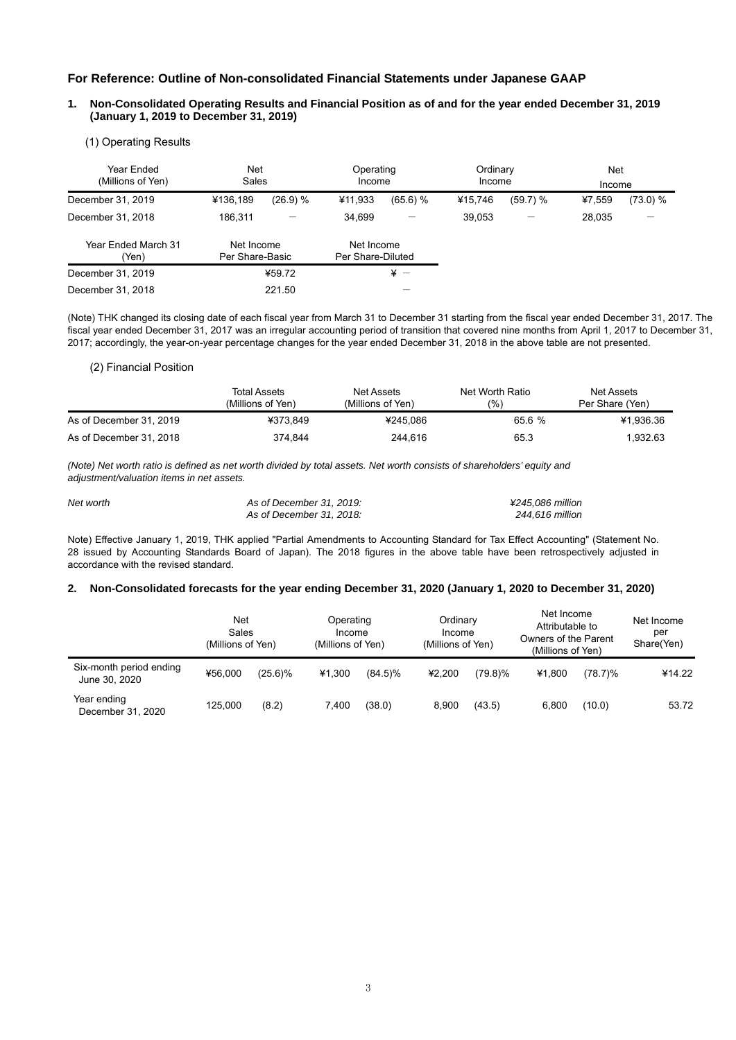## For Reference: Outline of Non-consolidated Financial Statements under Japanese GAAP

### 1. Non-Consolidated Operating Results and Financial Position as of and for the year ended December 31, 2019 (January 1, 2019 to December 31, 2019)

(1) Operating Results

| Year Ended (Millions of Yen) | Net Sales | | Operating Income | | Ordinary Income | | Net Income | |
|---|---|---|---|---|---|---|---|---|
| December 31, 2019 | ¥136,189 | (26.9) % | ¥11,933 | (65.6) % | ¥15,746 | (59.7) % | ¥7,559 | (73.0) % |
| December 31, 2018 | 186,311 | — | 34,699 | — | 39,053 | — | 28,035 | — |

| Year Ended March 31 (Yen) | Net Income Per Share-Basic | Net Income Per Share-Diluted |
|---|---|---|
| December 31, 2019 | ¥59.72 | ¥ — |
| December 31, 2018 | 221.50 | — |

(Note) THK changed its closing date of each fiscal year from March 31 to December 31 starting from the fiscal year ended December 31, 2017. The fiscal year ended December 31, 2017 was an irregular accounting period of transition that covered nine months from April 1, 2017 to December 31, 2017; accordingly, the year-on-year percentage changes for the year ended December 31, 2018 in the above table are not presented.

(2) Financial Position

| | Total Assets (Millions of Yen) | Net Assets (Millions of Yen) | Net Worth Ratio (%) | Net Assets Per Share (Yen) |
|---|---|---|---|---|
| As of December 31, 2019 | ¥373,849 | ¥245,086 | 65.6 % | ¥1,936.36 |
| As of December 31, 2018 | 374,844 | 244,616 | 65.3 | 1,932.63 |

*(Note) Net worth ratio is defined as net worth divided by total assets. Net worth consists of shareholders' equity and adjustment/valuation items in net assets.*

| *Net worth* | *As of December 31, 2019:* | *¥245,086 million* |
|---|---|---|
| | *As of December 31, 2018:* | *244,616 million* |

Note) Effective January 1, 2019, THK applied "Partial Amendments to Accounting Standard for Tax Effect Accounting" (Statement No. 28 issued by Accounting Standards Board of Japan). The 2018 figures in the above table have been retrospectively adjusted in accordance with the revised standard.

### 2. Non-Consolidated forecasts for the year ending December 31, 2020 (January 1, 2020 to December 31, 2020)

| | Net Sales (Millions of Yen) | | Operating Income (Millions of Yen) | | Ordinary Income (Millions of Yen) | | Net Income Attributable to Owners of the Parent (Millions of Yen) | | Net Income per Share(Yen) |
|---|---|---|---|---|---|---|---|---|---|
| Six-month period ending June 30, 2020 | ¥56,000 | (25.6)% | ¥1,300 | (84.5)% | ¥2,200 | (79.8)% | ¥1,800 | (78.7)% | ¥14.22 |
| Year ending December 31, 2020 | 125,000 | (8.2) | 7,400 | (38.0) | 8,900 | (43.5) | 6,800 | (10.0) | 53.72 |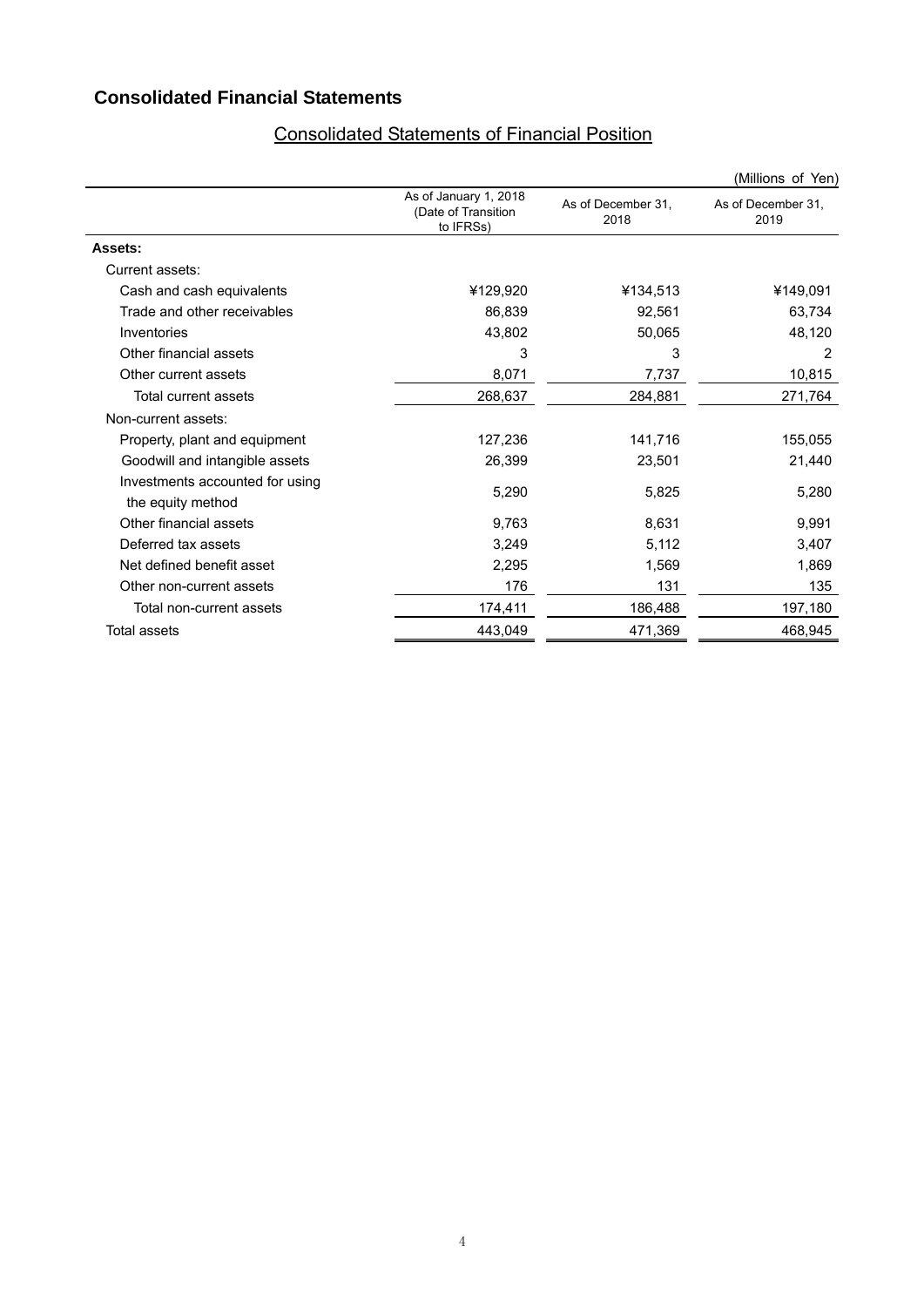## Consolidated Financial Statements

### Consolidated Statements of Financial Position

(Millions of Yen)

| | As of January 1, 2018 (Date of Transition to IFRSs) | As of December 31, 2018 | As of December 31, 2019 |
|---|---|---|---|
| **Assets:** | | | |
| Current assets: | | | |
| Cash and cash equivalents | ¥129,920 | ¥134,513 | ¥149,091 |
| Trade and other receivables | 86,839 | 92,561 | 63,734 |
| Inventories | 43,802 | 50,065 | 48,120 |
| Other financial assets | 3 | 3 | 2 |
| Other current assets | 8,071 | 7,737 | 10,815 |
| Total current assets | 268,637 | 284,881 | 271,764 |
| Non-current assets: | | | |
| Property, plant and equipment | 127,236 | 141,716 | 155,055 |
| Goodwill and intangible assets | 26,399 | 23,501 | 21,440 |
| Investments accounted for using the equity method | 5,290 | 5,825 | 5,280 |
| Other financial assets | 9,763 | 8,631 | 9,991 |
| Deferred tax assets | 3,249 | 5,112 | 3,407 |
| Net defined benefit asset | 2,295 | 1,569 | 1,869 |
| Other non-current assets | 176 | 131 | 135 |
| Total non-current assets | 174,411 | 186,488 | 197,180 |
| Total assets | 443,049 | 471,369 | 468,945 |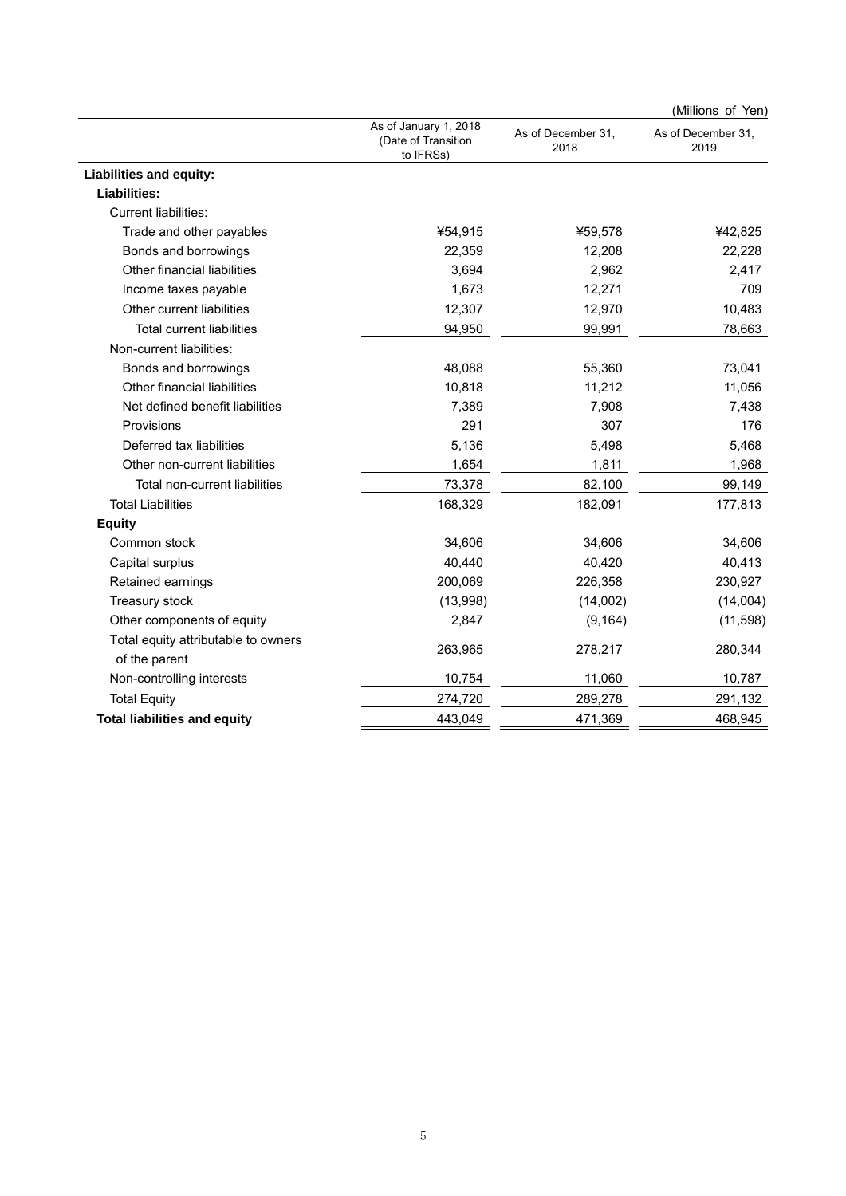(Millions of Yen)

| | As of January 1, 2018 (Date of Transition to IFRSs) | As of December 31, 2018 | As of December 31, 2019 |
|---|---|---|---|
| **Liabilities and equity:** | | | |
| **Liabilities:** | | | |
| Current liabilities: | | | |
| Trade and other payables | ¥54,915 | ¥59,578 | ¥42,825 |
| Bonds and borrowings | 22,359 | 12,208 | 22,228 |
| Other financial liabilities | 3,694 | 2,962 | 2,417 |
| Income taxes payable | 1,673 | 12,271 | 709 |
| Other current liabilities | 12,307 | 12,970 | 10,483 |
| Total current liabilities | 94,950 | 99,991 | 78,663 |
| Non-current liabilities: | | | |
| Bonds and borrowings | 48,088 | 55,360 | 73,041 |
| Other financial liabilities | 10,818 | 11,212 | 11,056 |
| Net defined benefit liabilities | 7,389 | 7,908 | 7,438 |
| Provisions | 291 | 307 | 176 |
| Deferred tax liabilities | 5,136 | 5,498 | 5,468 |
| Other non-current liabilities | 1,654 | 1,811 | 1,968 |
| Total non-current liabilities | 73,378 | 82,100 | 99,149 |
| Total Liabilities | 168,329 | 182,091 | 177,813 |
| **Equity** | | | |
| Common stock | 34,606 | 34,606 | 34,606 |
| Capital surplus | 40,440 | 40,420 | 40,413 |
| Retained earnings | 200,069 | 226,358 | 230,927 |
| Treasury stock | (13,998) | (14,002) | (14,004) |
| Other components of equity | 2,847 | (9,164) | (11,598) |
| Total equity attributable to owners of the parent | 263,965 | 278,217 | 280,344 |
| Non-controlling interests | 10,754 | 11,060 | 10,787 |
| Total Equity | 274,720 | 289,278 | 291,132 |
| **Total liabilities and equity** | 443,049 | 471,369 | 468,945 |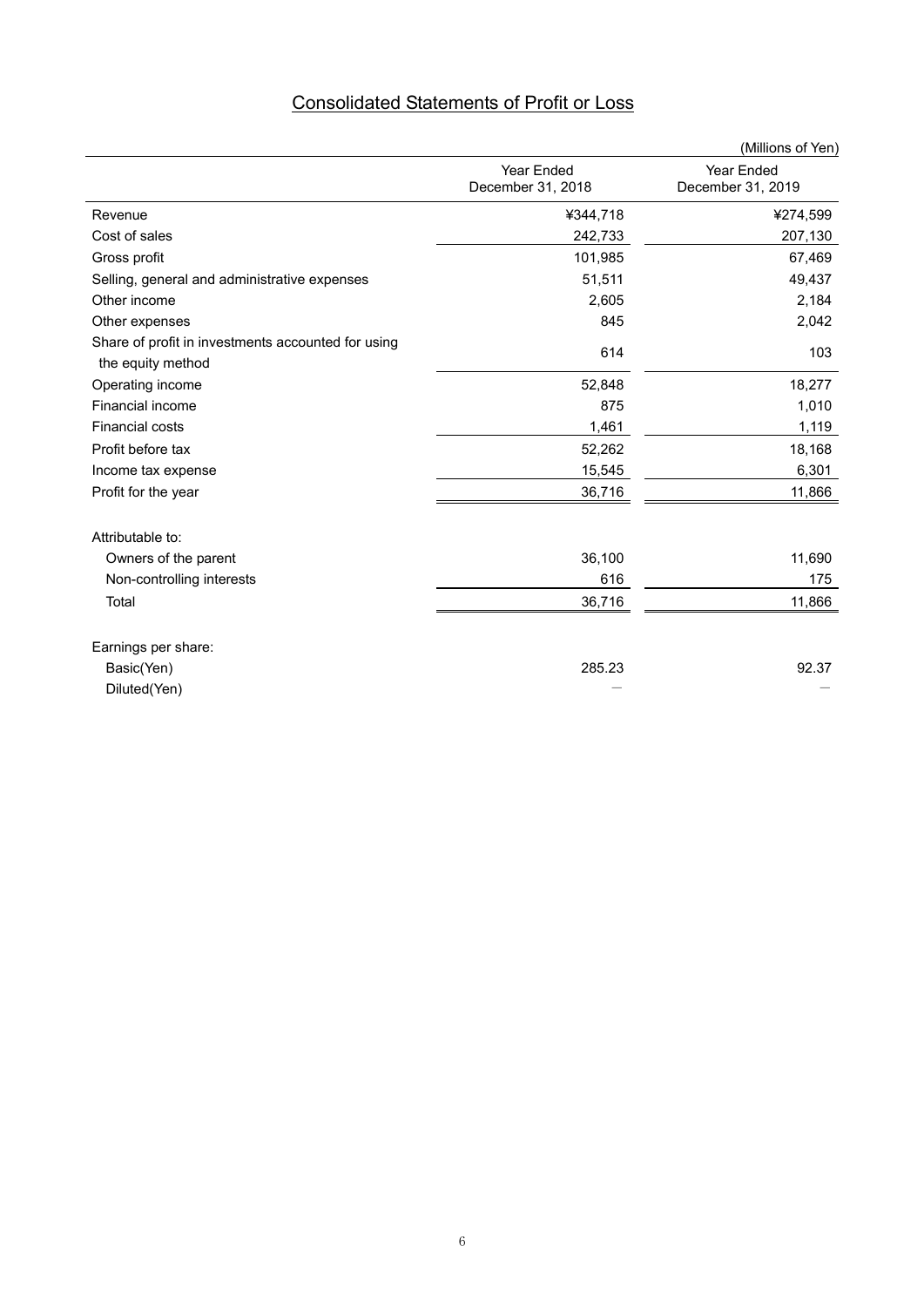# Consolidated Statements of Profit or Loss

(Millions of Yen)

| | Year Ended December 31, 2018 | Year Ended December 31, 2019 |
|---|---|---|
| Revenue | ¥344,718 | ¥274,599 |
| Cost of sales | 242,733 | 207,130 |
| Gross profit | 101,985 | 67,469 |
| Selling, general and administrative expenses | 51,511 | 49,437 |
| Other income | 2,605 | 2,184 |
| Other expenses | 845 | 2,042 |
| Share of profit in investments accounted for using the equity method | 614 | 103 |
| Operating income | 52,848 | 18,277 |
| Financial income | 875 | 1,010 |
| Financial costs | 1,461 | 1,119 |
| Profit before tax | 52,262 | 18,168 |
| Income tax expense | 15,545 | 6,301 |
| Profit for the year | 36,716 | 11,866 |
| | | |
| Attributable to: | | |
| Owners of the parent | 36,100 | 11,690 |
| Non-controlling interests | 616 | 175 |
| Total | 36,716 | 11,866 |
| | | |
| Earnings per share: | | |
| Basic(Yen) | 285.23 | 92.37 |
| Diluted(Yen) | — | — |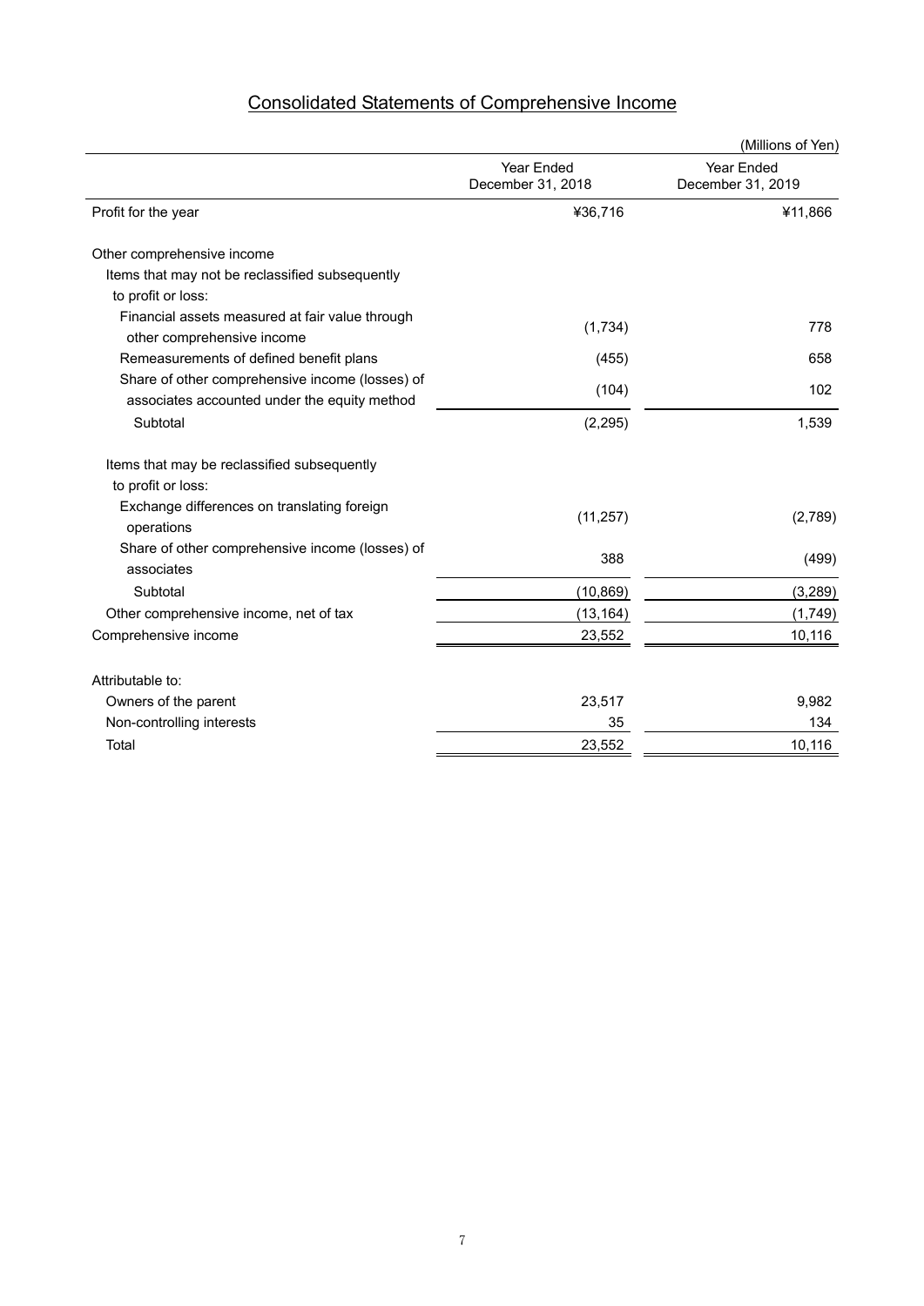# Consolidated Statements of Comprehensive Income

(Millions of Yen)

| | Year Ended December 31, 2018 | Year Ended December 31, 2019 |
|---|---|---|
| Profit for the year | ¥36,716 | ¥11,866 |
| Other comprehensive income | | |
| Items that may not be reclassified subsequently to profit or loss: | | |
| Financial assets measured at fair value through other comprehensive income | (1,734) | 778 |
| Remeasurements of defined benefit plans | (455) | 658 |
| Share of other comprehensive income (losses) of associates accounted under the equity method | (104) | 102 |
| Subtotal | (2,295) | 1,539 |
| Items that may be reclassified subsequently to profit or loss: | | |
| Exchange differences on translating foreign operations | (11,257) | (2,789) |
| Share of other comprehensive income (losses) of associates | 388 | (499) |
| Subtotal | (10,869) | (3,289) |
| Other comprehensive income, net of tax | (13,164) | (1,749) |
| Comprehensive income | 23,552 | 10,116 |
| Attributable to: | | |
| Owners of the parent | 23,517 | 9,982 |
| Non-controlling interests | 35 | 134 |
| Total | 23,552 | 10,116 |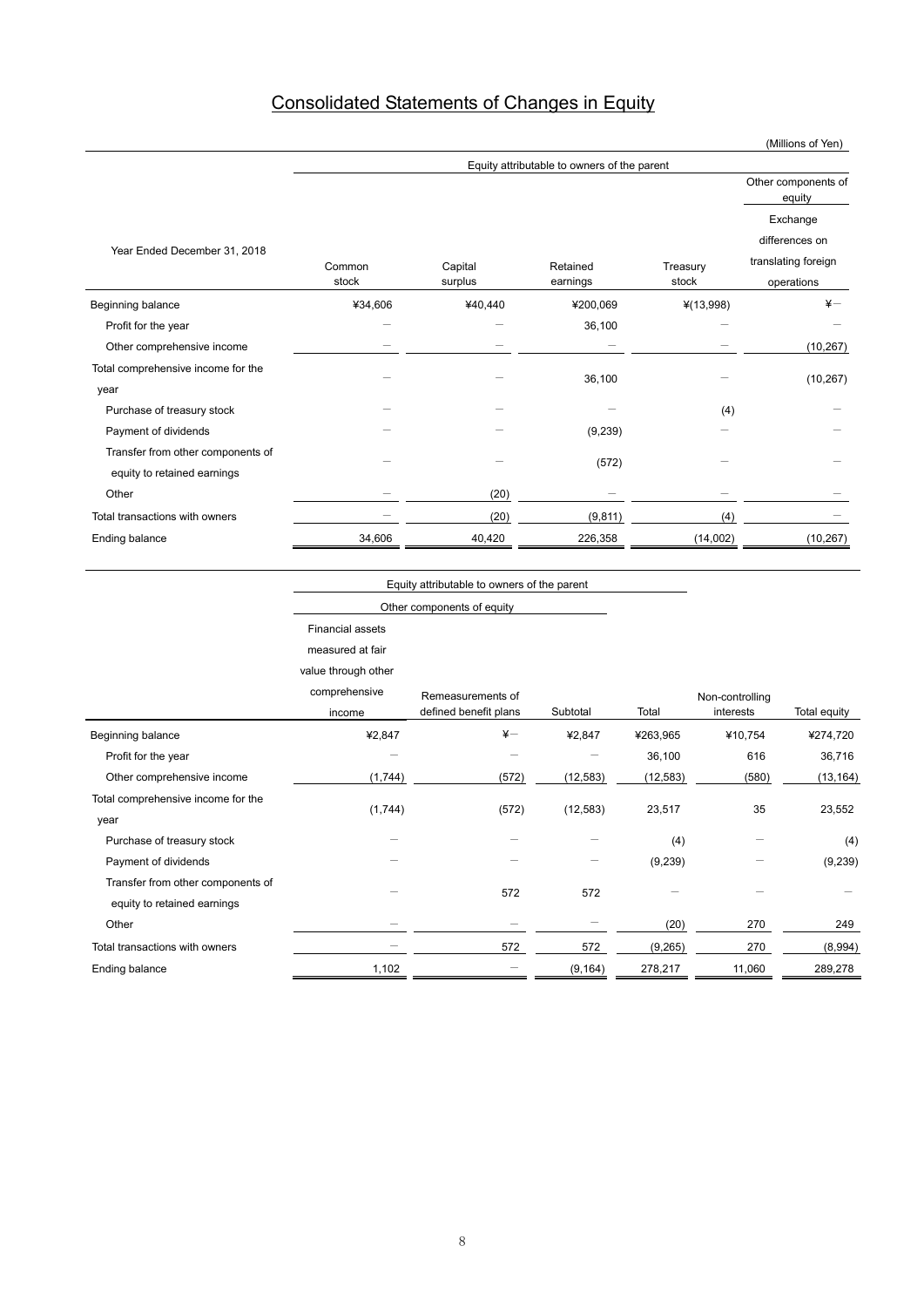# Consolidated Statements of Changes in Equity

(Millions of Yen)

| Year Ended December 31, 2018 | Equity attributable to owners of the parent | | | | |
|---|---|---|---|---|---|
| | | | | | Other components of equity |
| | Common stock | Capital surplus | Retained earnings | Treasury stock | Exchange differences on translating foreign operations |
| Beginning balance | ¥34,606 | ¥40,440 | ¥200,069 | ¥(13,998) | ¥− |
| Profit for the year | − | − | 36,100 | − | − |
| Other comprehensive income | − | − | − | − | (10,267) |
| Total comprehensive income for the year | − | − | 36,100 | − | (10,267) |
| Purchase of treasury stock | − | − | − | (4) | − |
| Payment of dividends | − | − | (9,239) | − | − |
| Transfer from other components of equity to retained earnings | − | − | (572) | − | − |
| Other | − | (20) | − | − | − |
| Total transactions with owners | − | (20) | (9,811) | (4) | − |
| Ending balance | 34,606 | 40,420 | 226,358 | (14,002) | (10,267) |

| | Equity attributable to owners of the parent | | | | | |
|---|---|---|---|---|---|---|
| | Other components of equity | | | | | |
| | Financial assets measured at fair value through other comprehensive income | Remeasurements of defined benefit plans | Subtotal | Total | Non-controlling interests | Total equity |
| Beginning balance | ¥2,847 | ¥− | ¥2,847 | ¥263,965 | ¥10,754 | ¥274,720 |
| Profit for the year | − | − | − | 36,100 | 616 | 36,716 |
| Other comprehensive income | (1,744) | (572) | (12,583) | (12,583) | (580) | (13,164) |
| Total comprehensive income for the year | (1,744) | (572) | (12,583) | 23,517 | 35 | 23,552 |
| Purchase of treasury stock | − | − | − | (4) | − | (4) |
| Payment of dividends | − | − | − | (9,239) | − | (9,239) |
| Transfer from other components of equity to retained earnings | − | 572 | 572 | − | − | − |
| Other | − | − | − | (20) | 270 | 249 |
| Total transactions with owners | − | 572 | 572 | (9,265) | 270 | (8,994) |
| Ending balance | 1,102 | − | (9,164) | 278,217 | 11,060 | 289,278 |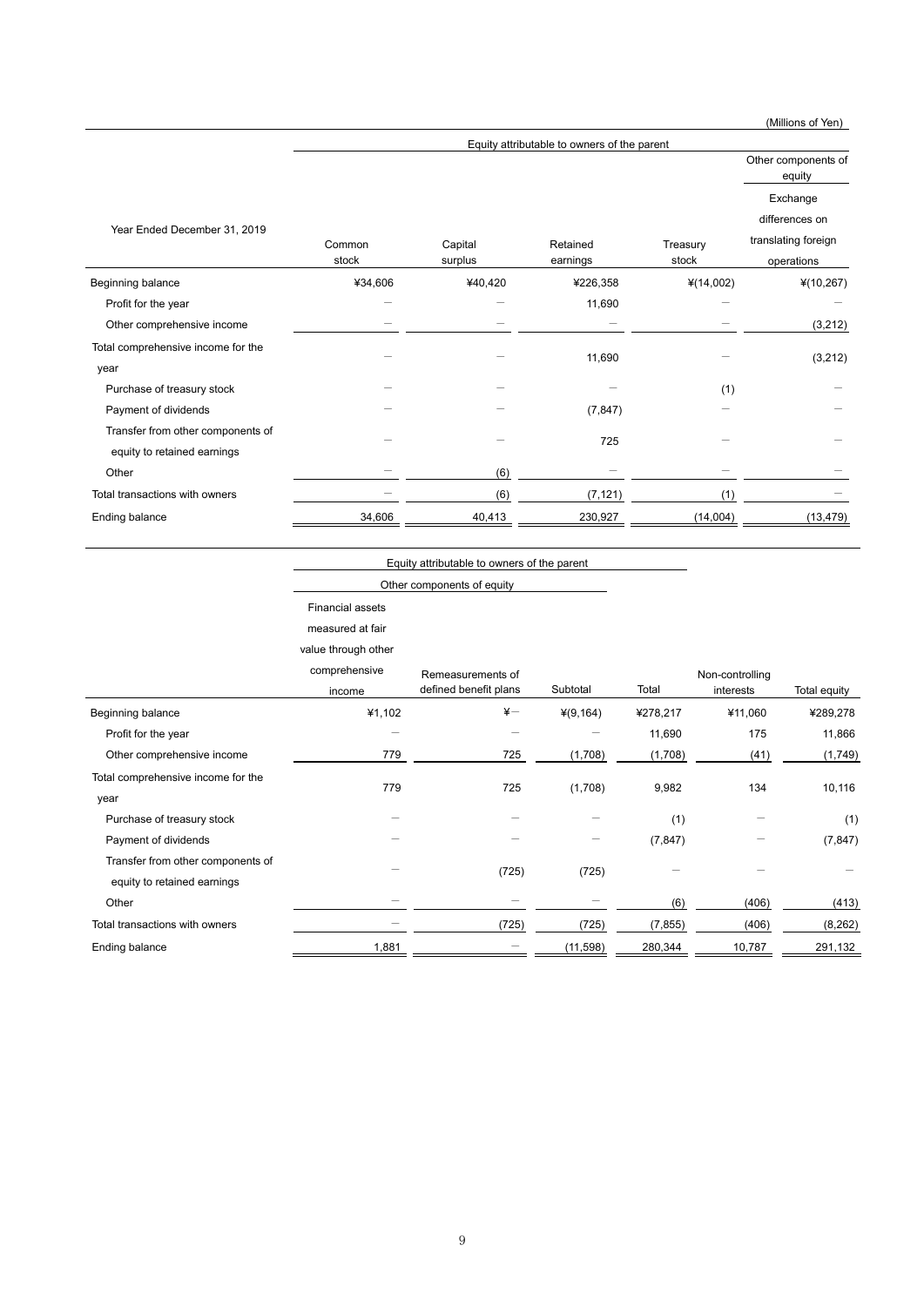(Millions of Yen)

| Year Ended December 31, 2019 | Equity attributable to owners of the parent | | | | |
|---|---|---|---|---|---|
| | | | | | Other components of equity |
| | Common stock | Capital surplus | Retained earnings | Treasury stock | Exchange differences on translating foreign operations |
| Beginning balance | ¥34,606 | ¥40,420 | ¥226,358 | ¥(14,002) | ¥(10,267) |
| Profit for the year | − | − | 11,690 | − | − |
| Other comprehensive income | − | − | − | − | (3,212) |
| Total comprehensive income for the year | − | − | 11,690 | − | (3,212) |
| Purchase of treasury stock | − | − | − | (1) | − |
| Payment of dividends | − | − | (7,847) | − | − |
| Transfer from other components of equity to retained earnings | − | − | 725 | − | − |
| Other | − | (6) | − | − | − |
| Total transactions with owners | − | (6) | (7,121) | (1) | − |
| Ending balance | 34,606 | 40,413 | 230,927 | (14,004) | (13,479) |

| | Equity attributable to owners of the parent | | | | | |
|---|---|---|---|---|---|---|
| | Other components of equity | | | | | |
| | Financial assets measured at fair value through other comprehensive income | Remeasurements of defined benefit plans | Subtotal | Total | Non-controlling interests | Total equity |
| Beginning balance | ¥1,102 | ¥− | ¥(9,164) | ¥278,217 | ¥11,060 | ¥289,278 |
| Profit for the year | − | − | − | 11,690 | 175 | 11,866 |
| Other comprehensive income | 779 | 725 | (1,708) | (1,708) | (41) | (1,749) |
| Total comprehensive income for the year | 779 | 725 | (1,708) | 9,982 | 134 | 10,116 |
| Purchase of treasury stock | − | − | − | (1) | − | (1) |
| Payment of dividends | − | − | − | (7,847) | − | (7,847) |
| Transfer from other components of equity to retained earnings | − | (725) | (725) | − | − | − |
| Other | − | − | − | (6) | (406) | (413) |
| Total transactions with owners | − | (725) | (725) | (7,855) | (406) | (8,262) |
| Ending balance | 1,881 | − | (11,598) | 280,344 | 10,787 | 291,132 |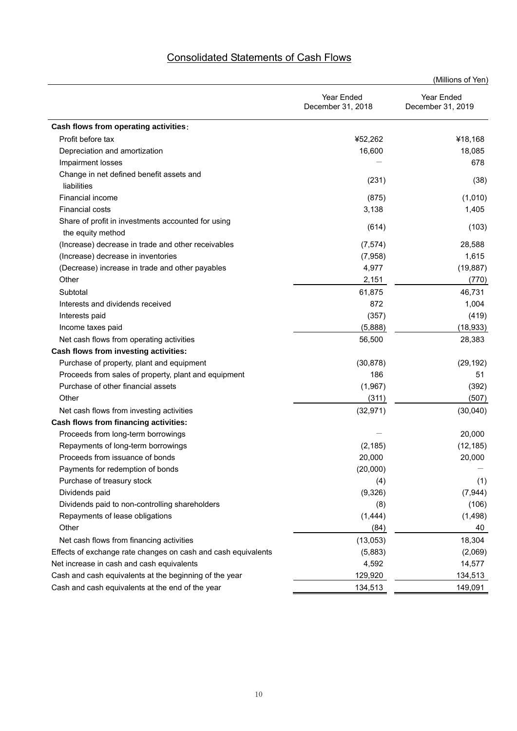# Consolidated Statements of Cash Flows

(Millions of Yen)

| | Year Ended December 31, 2018 | Year Ended December 31, 2019 |
|---|---|---|
| **Cash flows from operating activities**: | | |
| Profit before tax | ¥52,262 | ¥18,168 |
| Depreciation and amortization | 16,600 | 18,085 |
| Impairment losses | ― | 678 |
| Change in net defined benefit assets and liabilities | (231) | (38) |
| Financial income | (875) | (1,010) |
| Financial costs | 3,138 | 1,405 |
| Share of profit in investments accounted for using the equity method | (614) | (103) |
| (Increase) decrease in trade and other receivables | (7,574) | 28,588 |
| (Increase) decrease in inventories | (7,958) | 1,615 |
| (Decrease) increase in trade and other payables | 4,977 | (19,887) |
| Other | 2,151 | (770) |
| Subtotal | 61,875 | 46,731 |
| Interests and dividends received | 872 | 1,004 |
| Interests paid | (357) | (419) |
| Income taxes paid | (5,888) | (18,933) |
| Net cash flows from operating activities | 56,500 | 28,383 |
| **Cash flows from investing activities:** | | |
| Purchase of property, plant and equipment | (30,878) | (29,192) |
| Proceeds from sales of property, plant and equipment | 186 | 51 |
| Purchase of other financial assets | (1,967) | (392) |
| Other | (311) | (507) |
| Net cash flows from investing activities | (32,971) | (30,040) |
| **Cash flows from financing activities:** | | |
| Proceeds from long-term borrowings | ― | 20,000 |
| Repayments of long-term borrowings | (2,185) | (12,185) |
| Proceeds from issuance of bonds | 20,000 | 20,000 |
| Payments for redemption of bonds | (20,000) | ― |
| Purchase of treasury stock | (4) | (1) |
| Dividends paid | (9,326) | (7,944) |
| Dividends paid to non-controlling shareholders | (8) | (106) |
| Repayments of lease obligations | (1,444) | (1,498) |
| Other | (84) | 40 |
| Net cash flows from financing activities | (13,053) | 18,304 |
| Effects of exchange rate changes on cash and cash equivalents | (5,883) | (2,069) |
| Net increase in cash and cash equivalents | 4,592 | 14,577 |
| Cash and cash equivalents at the beginning of the year | 129,920 | 134,513 |
| Cash and cash equivalents at the end of the year | 134,513 | 149,091 |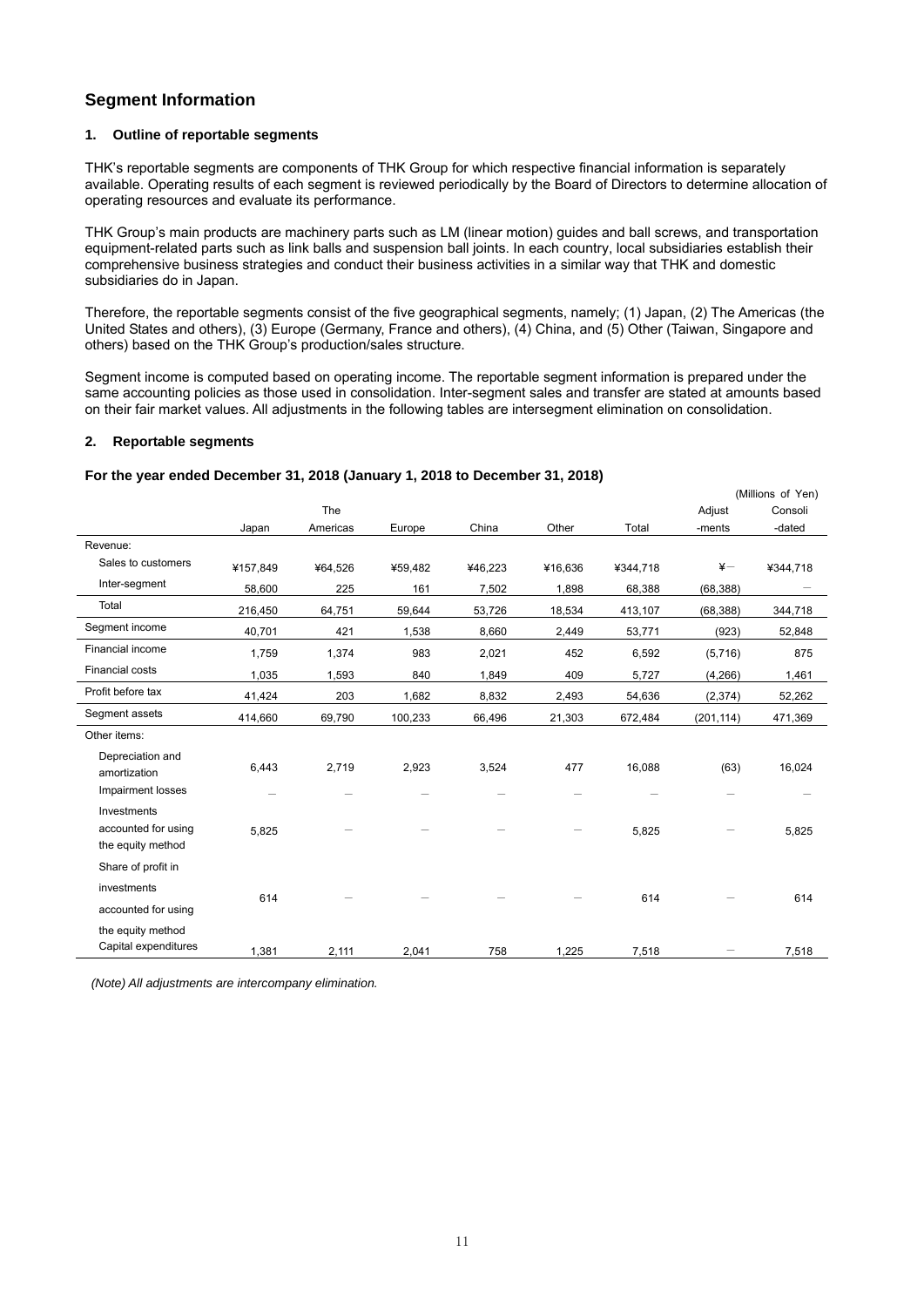## Segment Information

### 1. Outline of reportable segments

THK's reportable segments are components of THK Group for which respective financial information is separately available. Operating results of each segment is reviewed periodically by the Board of Directors to determine allocation of operating resources and evaluate its performance.

THK Group's main products are machinery parts such as LM (linear motion) guides and ball screws, and transportation equipment-related parts such as link balls and suspension ball joints. In each country, local subsidiaries establish their comprehensive business strategies and conduct their business activities in a similar way that THK and domestic subsidiaries do in Japan.

Therefore, the reportable segments consist of the five geographical segments, namely; (1) Japan, (2) The Americas (the United States and others), (3) Europe (Germany, France and others), (4) China, and (5) Other (Taiwan, Singapore and others) based on the THK Group's production/sales structure.

Segment income is computed based on operating income. The reportable segment information is prepared under the same accounting policies as those used in consolidation. Inter-segment sales and transfer are stated at amounts based on their fair market values. All adjustments in the following tables are intersegment elimination on consolidation.

### 2. Reportable segments

**For the year ended December 31, 2018 (January 1, 2018 to December 31, 2018)**

(Millions of Yen)

| | Japan | The Americas | Europe | China | Other | Total | Adjust-ments | Consoli-dated |
|---|---|---|---|---|---|---|---|---|
| Revenue: | | | | | | | | |
| Sales to customers | ¥157,849 | ¥64,526 | ¥59,482 | ¥46,223 | ¥16,636 | ¥344,718 | ¥− | ¥344,718 |
| Inter-segment | 58,600 | 225 | 161 | 7,502 | 1,898 | 68,388 | (68,388) | − |
| Total | 216,450 | 64,751 | 59,644 | 53,726 | 18,534 | 413,107 | (68,388) | 344,718 |
| Segment income | 40,701 | 421 | 1,538 | 8,660 | 2,449 | 53,771 | (923) | 52,848 |
| Financial income | 1,759 | 1,374 | 983 | 2,021 | 452 | 6,592 | (5,716) | 875 |
| Financial costs | 1,035 | 1,593 | 840 | 1,849 | 409 | 5,727 | (4,266) | 1,461 |
| Profit before tax | 41,424 | 203 | 1,682 | 8,832 | 2,493 | 54,636 | (2,374) | 52,262 |
| Segment assets | 414,660 | 69,790 | 100,233 | 66,496 | 21,303 | 672,484 | (201,114) | 471,369 |
| Other items: | | | | | | | | |
| Depreciation and amortization | 6,443 | 2,719 | 2,923 | 3,524 | 477 | 16,088 | (63) | 16,024 |
| Impairment losses | − | − | − | − | − | − | − | − |
| Investments accounted for using the equity method | 5,825 | − | − | − | − | 5,825 | − | 5,825 |
| Share of profit in investments accounted for using the equity method | 614 | − | − | − | − | 614 | − | 614 |
| Capital expenditures | 1,381 | 2,111 | 2,041 | 758 | 1,225 | 7,518 | − | 7,518 |

*(Note) All adjustments are intercompany elimination.*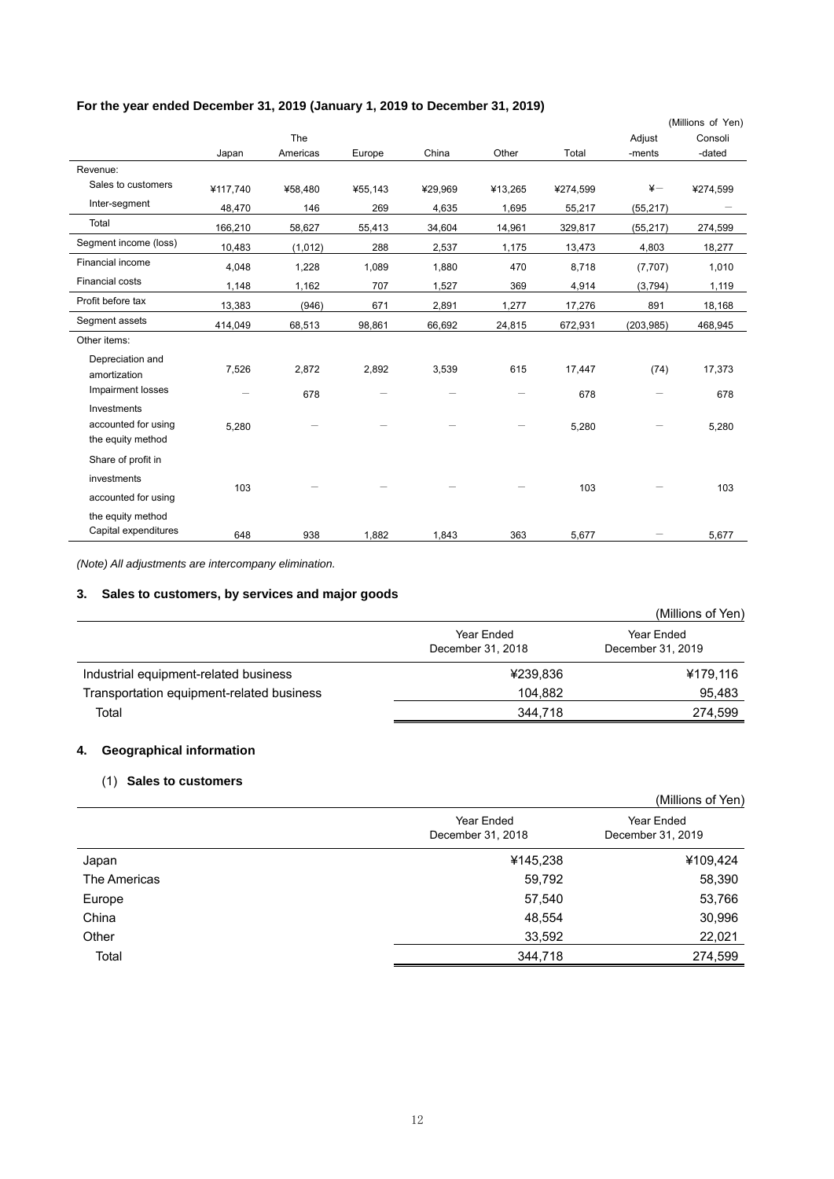**For the year ended December 31, 2019 (January 1, 2019 to December 31, 2019)**

(Millions of Yen)

| | Japan | The Americas | Europe | China | Other | Total | Adjust -ments | Consoli -dated |
|---|---|---|---|---|---|---|---|---|
| Revenue: | | | | | | | | |
| Sales to customers | ¥117,740 | ¥58,480 | ¥55,143 | ¥29,969 | ¥13,265 | ¥274,599 | ¥— | ¥274,599 |
| Inter-segment | 48,470 | 146 | 269 | 4,635 | 1,695 | 55,217 | (55,217) | — |
| Total | 166,210 | 58,627 | 55,413 | 34,604 | 14,961 | 329,817 | (55,217) | 274,599 |
| Segment income (loss) | 10,483 | (1,012) | 288 | 2,537 | 1,175 | 13,473 | 4,803 | 18,277 |
| Financial income | 4,048 | 1,228 | 1,089 | 1,880 | 470 | 8,718 | (7,707) | 1,010 |
| Financial costs | 1,148 | 1,162 | 707 | 1,527 | 369 | 4,914 | (3,794) | 1,119 |
| Profit before tax | 13,383 | (946) | 671 | 2,891 | 1,277 | 17,276 | 891 | 18,168 |
| Segment assets | 414,049 | 68,513 | 98,861 | 66,692 | 24,815 | 672,931 | (203,985) | 468,945 |
| Other items: | | | | | | | | |
| Depreciation and amortization | 7,526 | 2,872 | 2,892 | 3,539 | 615 | 17,447 | (74) | 17,373 |
| Impairment losses | — | 678 | — | — | — | 678 | — | 678 |
| Investments accounted for using the equity method | 5,280 | — | — | — | — | 5,280 | — | 5,280 |
| Share of profit in investments accounted for using the equity method | 103 | — | — | — | — | 103 | — | 103 |
| Capital expenditures | 648 | 938 | 1,882 | 1,843 | 363 | 5,677 | — | 5,677 |

*(Note) All adjustments are intercompany elimination.*

## 3. Sales to customers, by services and major goods

(Millions of Yen)

| | Year Ended December 31, 2018 | Year Ended December 31, 2019 |
|---|---|---|
| Industrial equipment-related business | ¥239,836 | ¥179,116 |
| Transportation equipment-related business | 104,882 | 95,483 |
| Total | 344,718 | 274,599 |

## 4. Geographical information

### (1) Sales to customers

(Millions of Yen)

| | Year Ended December 31, 2018 | Year Ended December 31, 2019 |
|---|---|---|
| Japan | ¥145,238 | ¥109,424 |
| The Americas | 59,792 | 58,390 |
| Europe | 57,540 | 53,766 |
| China | 48,554 | 30,996 |
| Other | 33,592 | 22,021 |
| Total | 344,718 | 274,599 |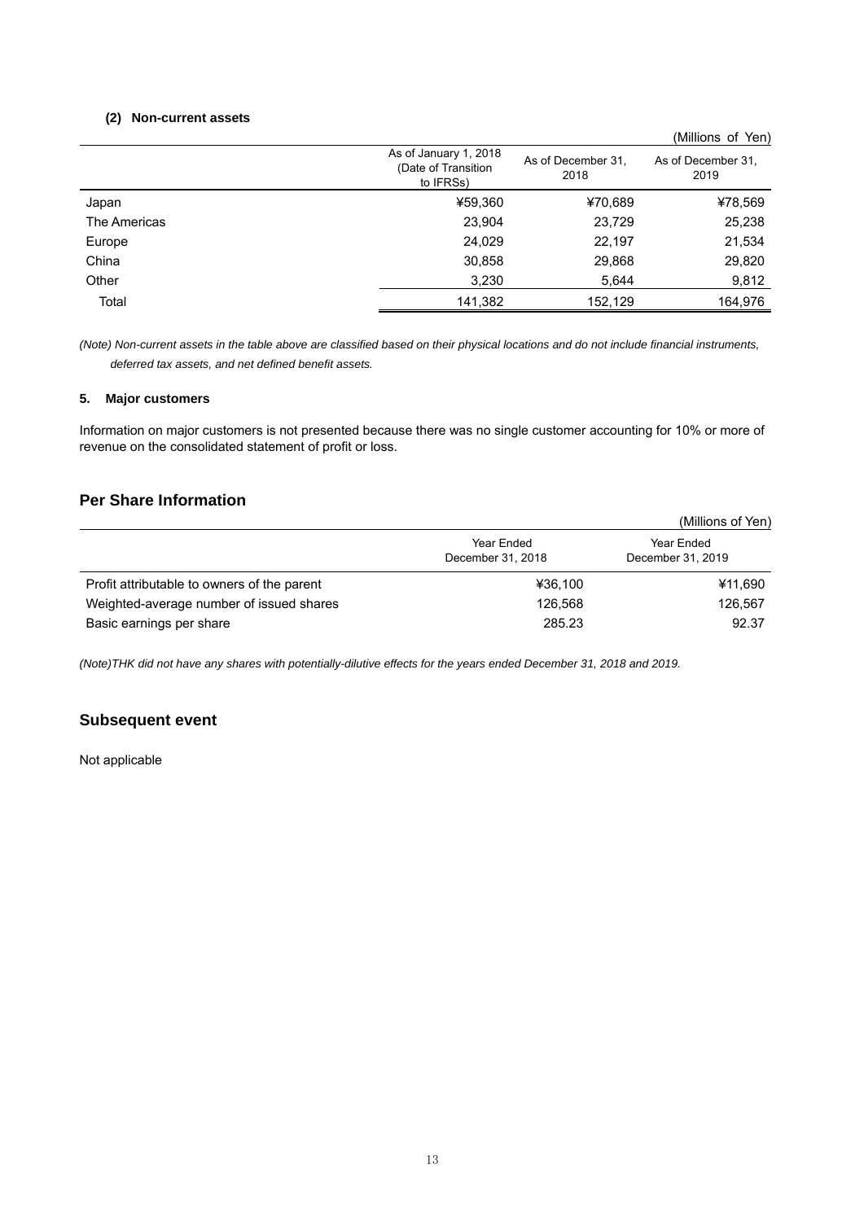#### (2) Non-current assets

(Millions of Yen)

| | As of January 1, 2018 (Date of Transition to IFRSs) | As of December 31, 2018 | As of December 31, 2019 |
|---|---|---|---|
| Japan | ¥59,360 | ¥70,689 | ¥78,569 |
| The Americas | 23,904 | 23,729 | 25,238 |
| Europe | 24,029 | 22,197 | 21,534 |
| China | 30,858 | 29,868 | 29,820 |
| Other | 3,230 | 5,644 | 9,812 |
| Total | 141,382 | 152,129 | 164,976 |

*(Note) Non-current assets in the table above are classified based on their physical locations and do not include financial instruments, deferred tax assets, and net defined benefit assets.*

#### 5. Major customers

Information on major customers is not presented because there was no single customer accounting for 10% or more of revenue on the consolidated statement of profit or loss.

## Per Share Information

(Millions of Yen)

| | Year Ended December 31, 2018 | Year Ended December 31, 2019 |
|---|---|---|
| Profit attributable to owners of the parent | ¥36,100 | ¥11,690 |
| Weighted-average number of issued shares | 126,568 | 126,567 |
| Basic earnings per share | 285.23 | 92.37 |

*(Note)THK did not have any shares with potentially-dilutive effects for the years ended December 31, 2018 and 2019.*

## Subsequent event

Not applicable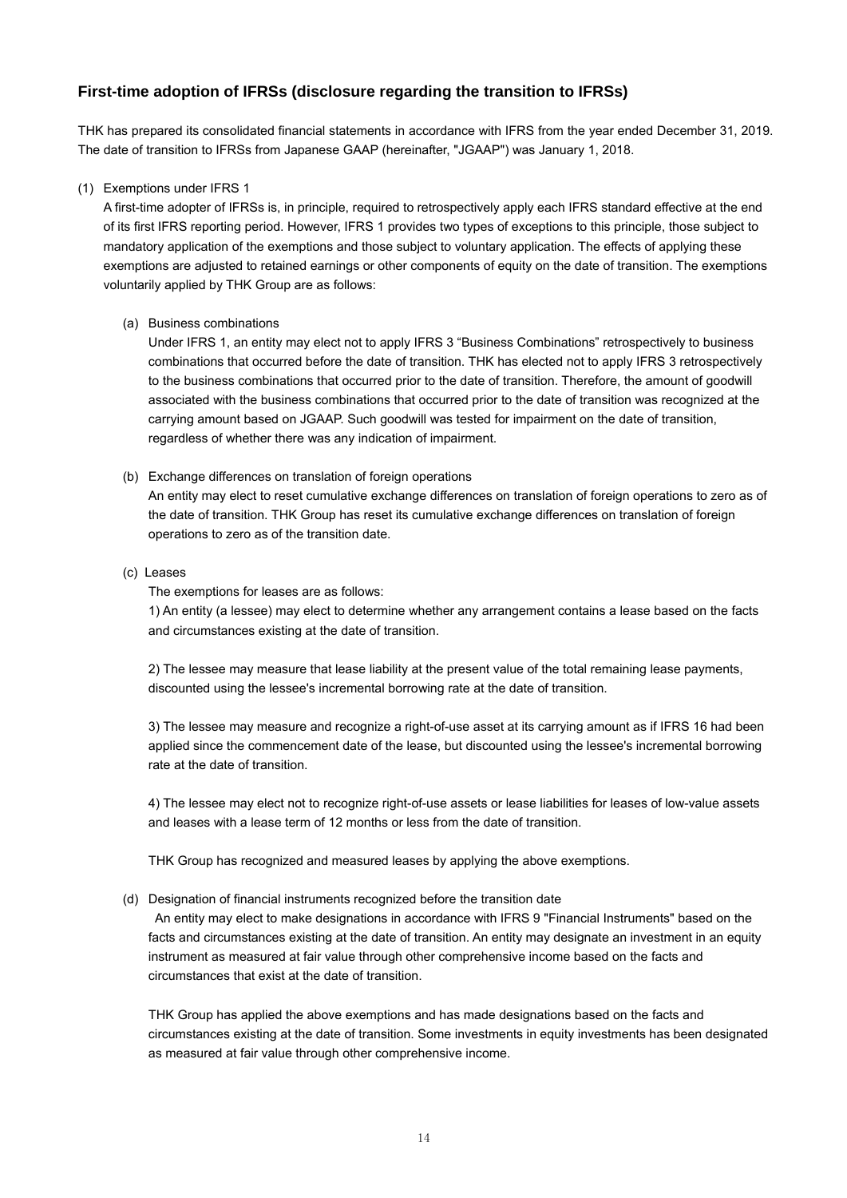## First-time adoption of IFRSs (disclosure regarding the transition to IFRSs)

THK has prepared its consolidated financial statements in accordance with IFRS from the year ended December 31, 2019. The date of transition to IFRSs from Japanese GAAP (hereinafter, "JGAAP") was January 1, 2018.

(1) Exemptions under IFRS 1

A first-time adopter of IFRSs is, in principle, required to retrospectively apply each IFRS standard effective at the end of its first IFRS reporting period. However, IFRS 1 provides two types of exceptions to this principle, those subject to mandatory application of the exemptions and those subject to voluntary application. The effects of applying these exemptions are adjusted to retained earnings or other components of equity on the date of transition. The exemptions voluntarily applied by THK Group are as follows:

(a) Business combinations

Under IFRS 1, an entity may elect not to apply IFRS 3 "Business Combinations" retrospectively to business combinations that occurred before the date of transition. THK has elected not to apply IFRS 3 retrospectively to the business combinations that occurred prior to the date of transition. Therefore, the amount of goodwill associated with the business combinations that occurred prior to the date of transition was recognized at the carrying amount based on JGAAP. Such goodwill was tested for impairment on the date of transition, regardless of whether there was any indication of impairment.

(b) Exchange differences on translation of foreign operations

An entity may elect to reset cumulative exchange differences on translation of foreign operations to zero as of the date of transition. THK Group has reset its cumulative exchange differences on translation of foreign operations to zero as of the transition date.

(c) Leases

The exemptions for leases are as follows:

1) An entity (a lessee) may elect to determine whether any arrangement contains a lease based on the facts and circumstances existing at the date of transition.

2) The lessee may measure that lease liability at the present value of the total remaining lease payments, discounted using the lessee's incremental borrowing rate at the date of transition.

3) The lessee may measure and recognize a right-of-use asset at its carrying amount as if IFRS 16 had been applied since the commencement date of the lease, but discounted using the lessee's incremental borrowing rate at the date of transition.

4) The lessee may elect not to recognize right-of-use assets or lease liabilities for leases of low-value assets and leases with a lease term of 12 months or less from the date of transition.

THK Group has recognized and measured leases by applying the above exemptions.

(d) Designation of financial instruments recognized before the transition date

An entity may elect to make designations in accordance with IFRS 9 "Financial Instruments" based on the facts and circumstances existing at the date of transition. An entity may designate an investment in an equity instrument as measured at fair value through other comprehensive income based on the facts and circumstances that exist at the date of transition.

THK Group has applied the above exemptions and has made designations based on the facts and circumstances existing at the date of transition. Some investments in equity investments has been designated as measured at fair value through other comprehensive income.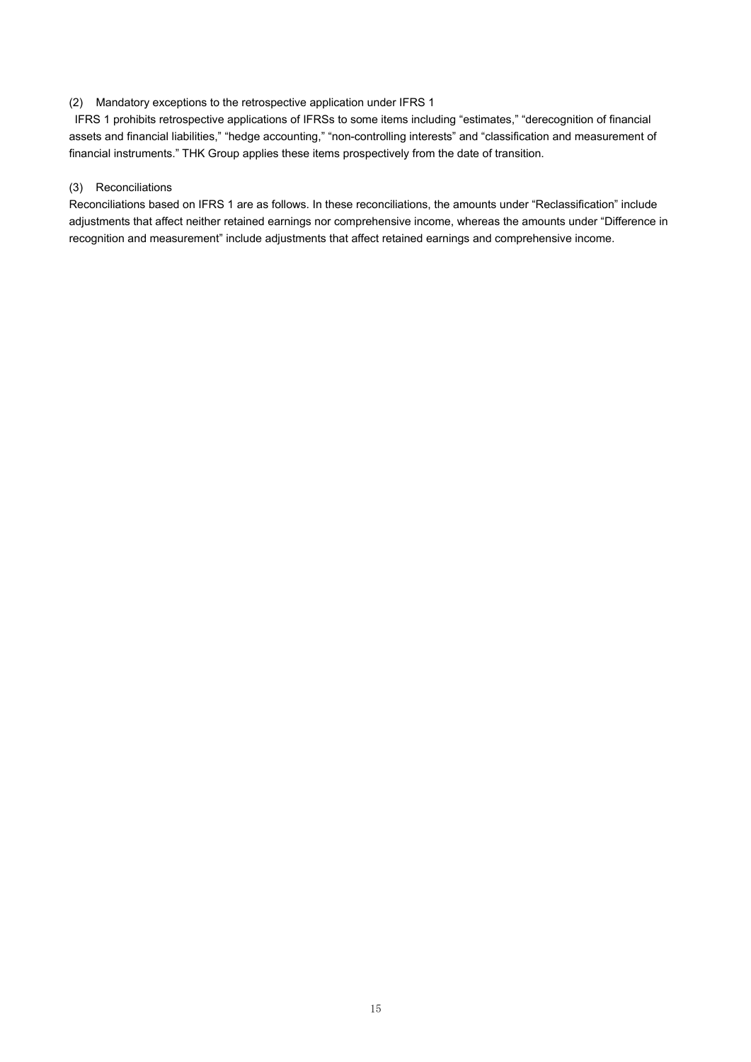(2) Mandatory exceptions to the retrospective application under IFRS 1

IFRS 1 prohibits retrospective applications of IFRSs to some items including "estimates," "derecognition of financial assets and financial liabilities," "hedge accounting," "non-controlling interests" and "classification and measurement of financial instruments." THK Group applies these items prospectively from the date of transition.

(3) Reconciliations

Reconciliations based on IFRS 1 are as follows. In these reconciliations, the amounts under "Reclassification" include adjustments that affect neither retained earnings nor comprehensive income, whereas the amounts under "Difference in recognition and measurement" include adjustments that affect retained earnings and comprehensive income.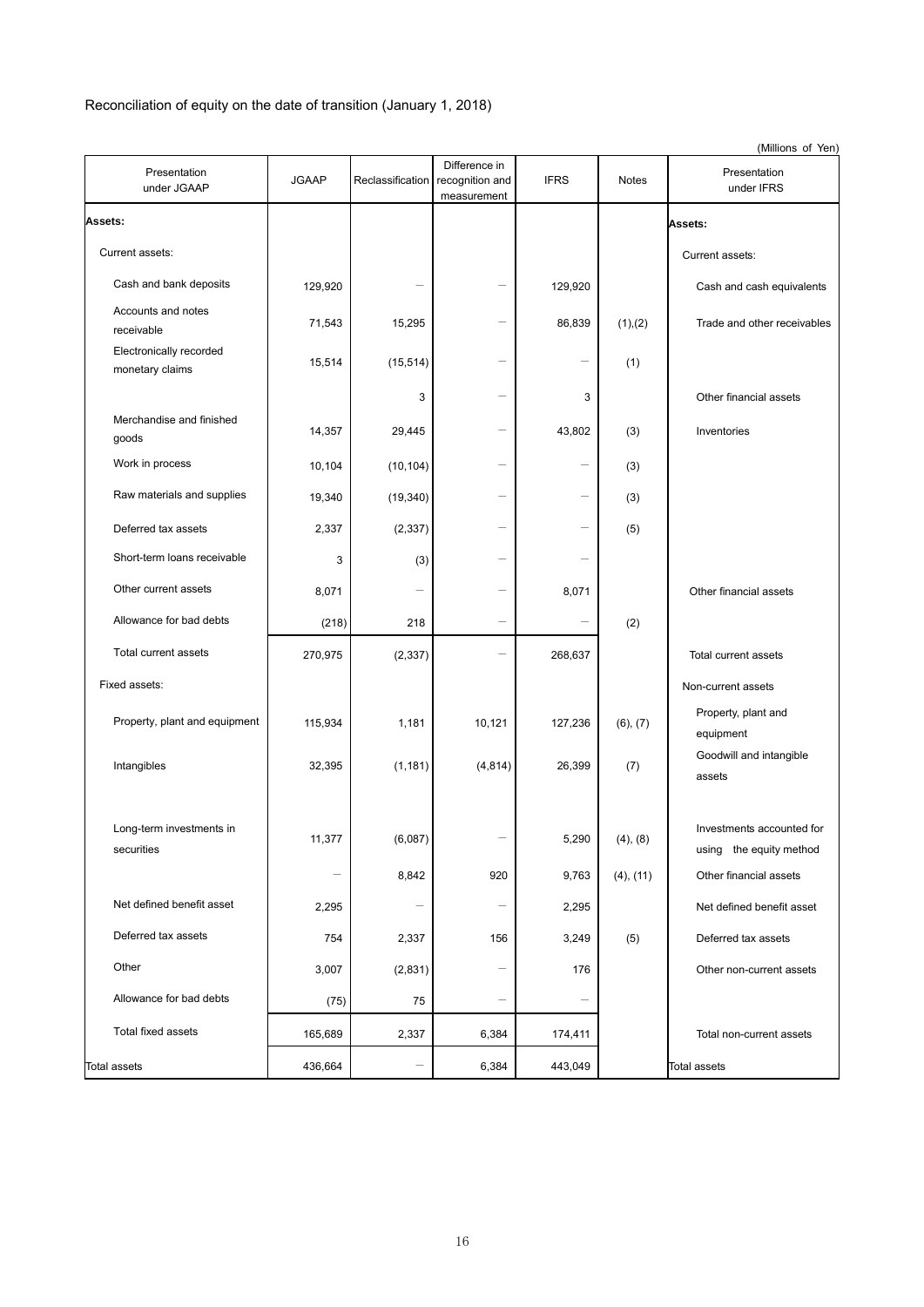Reconciliation of equity on the date of transition (January 1, 2018)

(Millions of Yen)

| Presentation under JGAAP | JGAAP | Reclassification | Difference in recognition and measurement | IFRS | Notes | Presentation under IFRS |
|---|---|---|---|---|---|---|
| **Assets:** | | | | | | **Assets:** |
| Current assets: | | | | | | Current assets: |
| Cash and bank deposits | 129,920 | ― | ― | 129,920 | | Cash and cash equivalents |
| Accounts and notes receivable | 71,543 | 15,295 | ― | 86,839 | (1),(2) | Trade and other receivables |
| Electronically recorded monetary claims | 15,514 | (15,514) | ― | ― | (1) | |
| | | 3 | ― | 3 | | Other financial assets |
| Merchandise and finished goods | 14,357 | 29,445 | ― | 43,802 | (3) | Inventories |
| Work in process | 10,104 | (10,104) | ― | ― | (3) | |
| Raw materials and supplies | 19,340 | (19,340) | ― | ― | (3) | |
| Deferred tax assets | 2,337 | (2,337) | ― | ― | (5) | |
| Short-term loans receivable | 3 | (3) | ― | ― | | |
| Other current assets | 8,071 | ― | ― | 8,071 | | Other financial assets |
| Allowance for bad debts | (218) | 218 | ― | ― | (2) | |
| Total current assets | 270,975 | (2,337) | ― | 268,637 | | Total current assets |
| Fixed assets: | | | | | | Non-current assets |
| Property, plant and equipment | 115,934 | 1,181 | 10,121 | 127,236 | (6), (7) | Property, plant and equipment |
| Intangibles | 32,395 | (1,181) | (4,814) | 26,399 | (7) | Goodwill and intangible assets |
| Long-term investments in securities | 11,377 | (6,087) | ― | 5,290 | (4), (8) | Investments accounted for using the equity method |
| | ― | 8,842 | 920 | 9,763 | (4), (11) | Other financial assets |
| Net defined benefit asset | 2,295 | ― | ― | 2,295 | | Net defined benefit asset |
| Deferred tax assets | 754 | 2,337 | 156 | 3,249 | (5) | Deferred tax assets |
| Other | 3,007 | (2,831) | ― | 176 | | Other non-current assets |
| Allowance for bad debts | (75) | 75 | ― | ― | | |
| Total fixed assets | 165,689 | 2,337 | 6,384 | 174,411 | | Total non-current assets |
| Total assets | 436,664 | ― | 6,384 | 443,049 | | Total assets |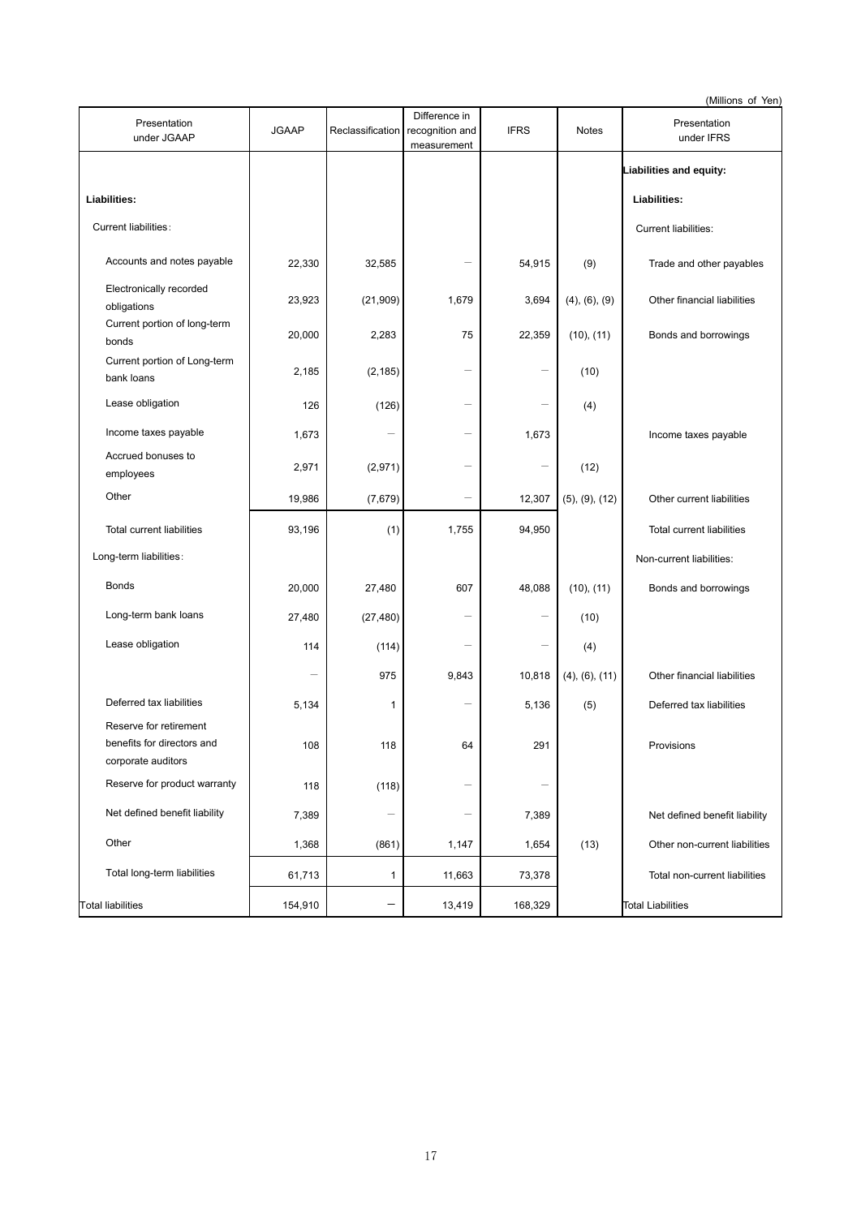(Millions of Yen)

| Presentation under JGAAP | JGAAP | Reclassification | Difference in recognition and measurement | IFRS | Notes | Presentation under IFRS |
|---|---|---|---|---|---|---|
| | | | | | | **Liabilities and equity:** |
| **Liabilities:** | | | | | | **Liabilities:** |
| Current liabilities: | | | | | | Current liabilities: |
| Accounts and notes payable | 22,330 | 32,585 | － | 54,915 | (9) | Trade and other payables |
| Electronically recorded obligations | 23,923 | (21,909) | 1,679 | 3,694 | (4), (6), (9) | Other financial liabilities |
| Current portion of long-term bonds | 20,000 | 2,283 | 75 | 22,359 | (10), (11) | Bonds and borrowings |
| Current portion of Long-term bank loans | 2,185 | (2,185) | － | － | (10) | |
| Lease obligation | 126 | (126) | － | － | (4) | |
| Income taxes payable | 1,673 | － | － | 1,673 | | Income taxes payable |
| Accrued bonuses to employees | 2,971 | (2,971) | － | － | (12) | |
| Other | 19,986 | (7,679) | － | 12,307 | (5), (9), (12) | Other current liabilities |
| Total current liabilities | 93,196 | (1) | 1,755 | 94,950 | | Total current liabilities |
| Long-term liabilities: | | | | | | Non-current liabilities: |
| Bonds | 20,000 | 27,480 | 607 | 48,088 | (10), (11) | Bonds and borrowings |
| Long-term bank loans | 27,480 | (27,480) | － | － | (10) | |
| Lease obligation | 114 | (114) | － | － | (4) | |
| | － | 975 | 9,843 | 10,818 | (4), (6), (11) | Other financial liabilities |
| Deferred tax liabilities | 5,134 | 1 | － | 5,136 | (5) | Deferred tax liabilities |
| Reserve for retirement benefits for directors and corporate auditors | 108 | 118 | 64 | 291 | | Provisions |
| Reserve for product warranty | 118 | (118) | － | － | | |
| Net defined benefit liability | 7,389 | － | － | 7,389 | | Net defined benefit liability |
| Other | 1,368 | (861) | 1,147 | 1,654 | (13) | Other non-current liabilities |
| Total long-term liabilities | 61,713 | 1 | 11,663 | 73,378 | | Total non-current liabilities |
| Total liabilities | 154,910 | － | 13,419 | 168,329 | | Total Liabilities |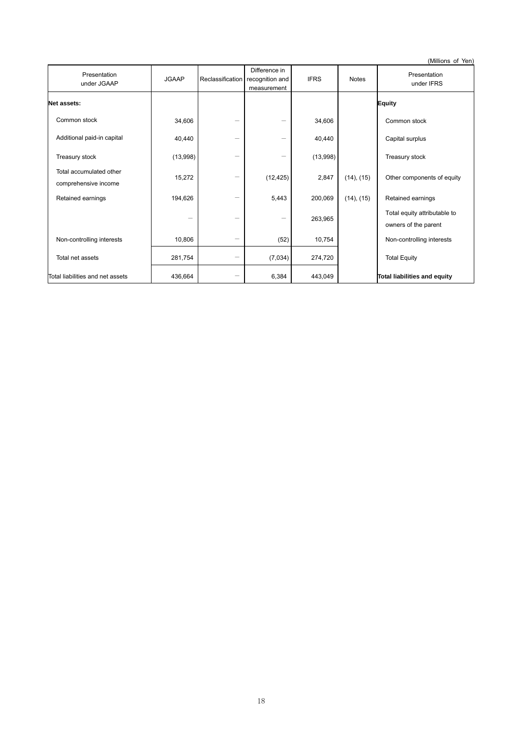(Millions of Yen)

| Presentation under JGAAP | JGAAP | Reclassification | Difference in recognition and measurement | IFRS | Notes | Presentation under IFRS |
|---|---|---|---|---|---|---|
| **Net assets:** | | | | | | **Equity** |
| Common stock | 34,606 | ― | ― | 34,606 | | Common stock |
| Additional paid-in capital | 40,440 | ― | ― | 40,440 | | Capital surplus |
| Treasury stock | (13,998) | ― | ― | (13,998) | | Treasury stock |
| Total accumulated other comprehensive income | 15,272 | ― | (12,425) | 2,847 | (14), (15) | Other components of equity |
| Retained earnings | 194,626 | ― | 5,443 | 200,069 | (14), (15) | Retained earnings |
| | ― | ― | ― | 263,965 | | Total equity attributable to owners of the parent |
| Non-controlling interests | 10,806 | ― | (52) | 10,754 | | Non-controlling interests |
| Total net assets | 281,754 | ― | (7,034) | 274,720 | | Total Equity |
| Total liabilities and net assets | 436,664 | ― | 6,384 | 443,049 | | **Total liabilities and equity** |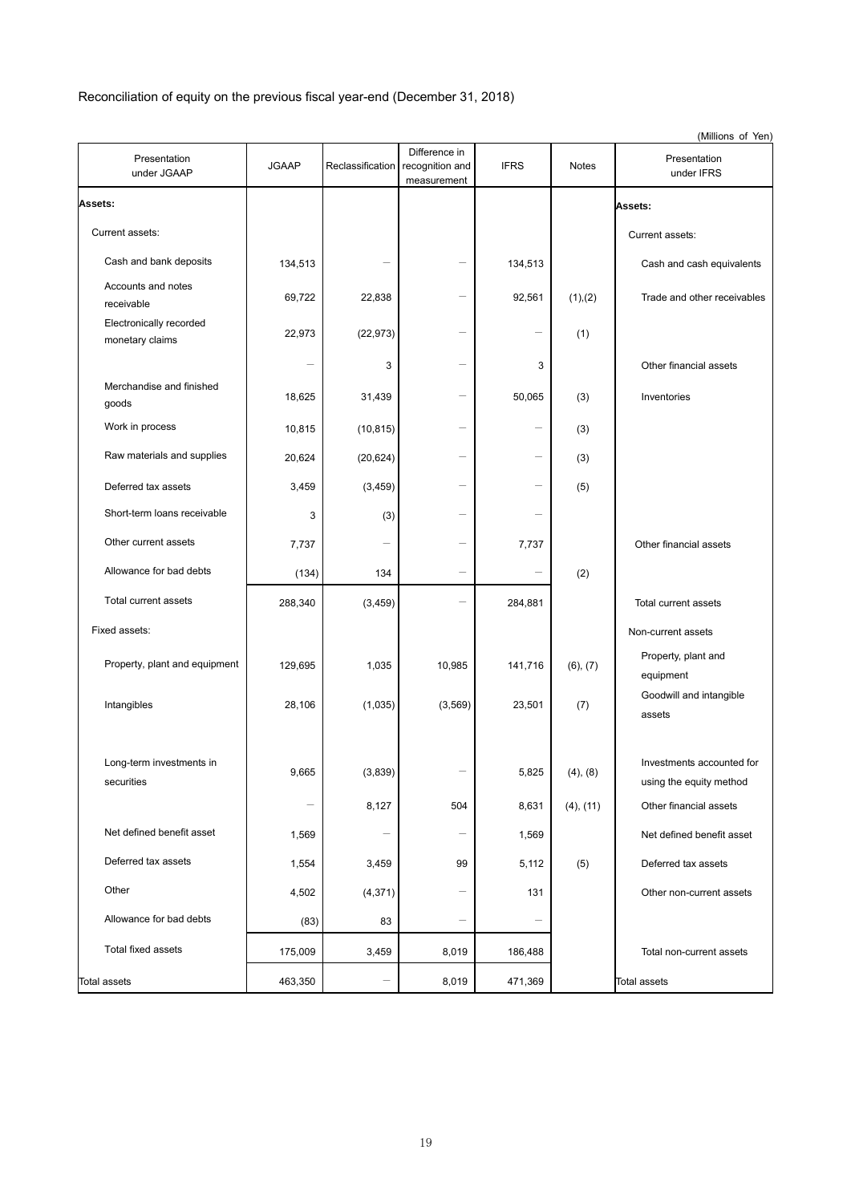Reconciliation of equity on the previous fiscal year-end (December 31, 2018)

(Millions of Yen)

| Presentation under JGAAP | JGAAP | Reclassification | Difference in recognition and measurement | IFRS | Notes | Presentation under IFRS |
|---|---|---|---|---|---|---|
| **Assets:** | | | | | | **Assets:** |
| Current assets: | | | | | | Current assets: |
| Cash and bank deposits | 134,513 | − | − | 134,513 | | Cash and cash equivalents |
| Accounts and notes receivable | 69,722 | 22,838 | − | 92,561 | (1),(2) | Trade and other receivables |
| Electronically recorded monetary claims | 22,973 | (22,973) | − | − | (1) | |
| | − | 3 | − | 3 | | Other financial assets |
| Merchandise and finished goods | 18,625 | 31,439 | − | 50,065 | (3) | Inventories |
| Work in process | 10,815 | (10,815) | − | − | (3) | |
| Raw materials and supplies | 20,624 | (20,624) | − | − | (3) | |
| Deferred tax assets | 3,459 | (3,459) | − | − | (5) | |
| Short-term loans receivable | 3 | (3) | − | − | | |
| Other current assets | 7,737 | − | − | 7,737 | | Other financial assets |
| Allowance for bad debts | (134) | 134 | − | − | (2) | |
| Total current assets | 288,340 | (3,459) | − | 284,881 | | Total current assets |
| Fixed assets: | | | | | | Non-current assets |
| Property, plant and equipment | 129,695 | 1,035 | 10,985 | 141,716 | (6), (7) | Property, plant and equipment |
| Intangibles | 28,106 | (1,035) | (3,569) | 23,501 | (7) | Goodwill and intangible assets |
| Long-term investments in securities | 9,665 | (3,839) | − | 5,825 | (4), (8) | Investments accounted for using the equity method |
| | − | 8,127 | 504 | 8,631 | (4), (11) | Other financial assets |
| Net defined benefit asset | 1,569 | − | − | 1,569 | | Net defined benefit asset |
| Deferred tax assets | 1,554 | 3,459 | 99 | 5,112 | (5) | Deferred tax assets |
| Other | 4,502 | (4,371) | − | 131 | | Other non-current assets |
| Allowance for bad debts | (83) | 83 | − | − | | |
| Total fixed assets | 175,009 | 3,459 | 8,019 | 186,488 | | Total non-current assets |
| Total assets | 463,350 | − | 8,019 | 471,369 | | Total assets |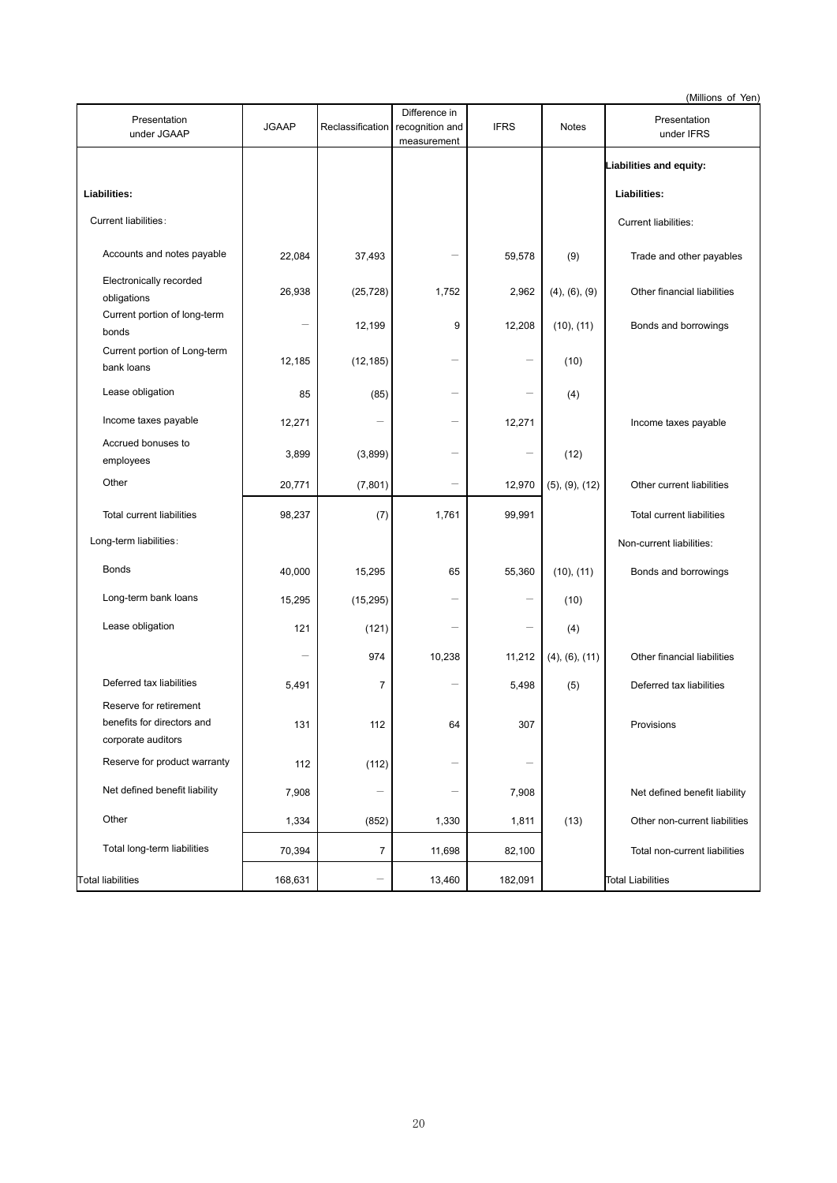(Millions of Yen)

| Presentation under JGAAP | JGAAP | Reclassification | Difference in recognition and measurement | IFRS | Notes | Presentation under IFRS |
|---|---|---|---|---|---|---|
| | | | | | | **Liabilities and equity:** |
| **Liabilities:** | | | | | | **Liabilities:** |
| Current liabilities: | | | | | | Current liabilities: |
| Accounts and notes payable | 22,084 | 37,493 | — | 59,578 | (9) | Trade and other payables |
| Electronically recorded obligations | 26,938 | (25,728) | 1,752 | 2,962 | (4), (6), (9) | Other financial liabilities |
| Current portion of long-term bonds | — | 12,199 | 9 | 12,208 | (10), (11) | Bonds and borrowings |
| Current portion of Long-term bank loans | 12,185 | (12,185) | — | — | (10) | |
| Lease obligation | 85 | (85) | — | — | (4) | |
| Income taxes payable | 12,271 | — | — | 12,271 | | Income taxes payable |
| Accrued bonuses to employees | 3,899 | (3,899) | — | — | (12) | |
| Other | 20,771 | (7,801) | — | 12,970 | (5), (9), (12) | Other current liabilities |
| Total current liabilities | 98,237 | (7) | 1,761 | 99,991 | | Total current liabilities |
| Long-term liabilities: | | | | | | Non-current liabilities: |
| Bonds | 40,000 | 15,295 | 65 | 55,360 | (10), (11) | Bonds and borrowings |
| Long-term bank loans | 15,295 | (15,295) | — | — | (10) | |
| Lease obligation | 121 | (121) | — | — | (4) | |
| | — | 974 | 10,238 | 11,212 | (4), (6), (11) | Other financial liabilities |
| Deferred tax liabilities | 5,491 | 7 | — | 5,498 | (5) | Deferred tax liabilities |
| Reserve for retirement benefits for directors and corporate auditors | 131 | 112 | 64 | 307 | | Provisions |
| Reserve for product warranty | 112 | (112) | — | — | | |
| Net defined benefit liability | 7,908 | — | — | 7,908 | | Net defined benefit liability |
| Other | 1,334 | (852) | 1,330 | 1,811 | (13) | Other non-current liabilities |
| Total long-term liabilities | 70,394 | 7 | 11,698 | 82,100 | | Total non-current liabilities |
| Total liabilities | 168,631 | — | 13,460 | 182,091 | | Total Liabilities |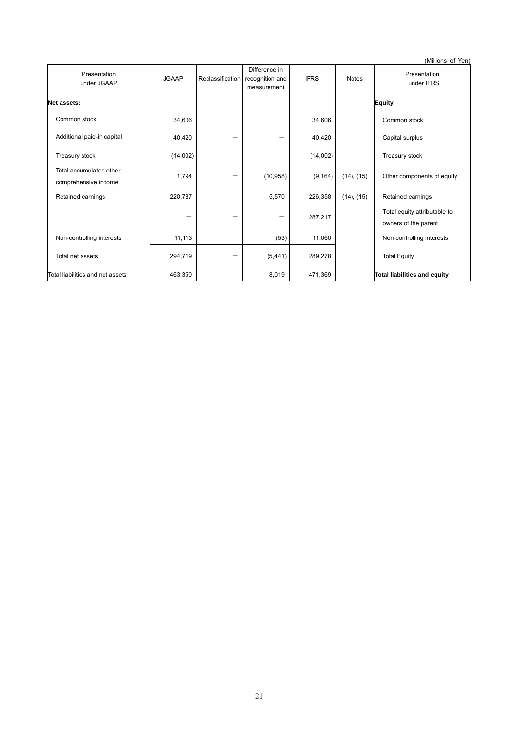(Millions of Yen)

| Presentation under JGAAP | JGAAP | Reclassification | Difference in recognition and measurement | IFRS | Notes | Presentation under IFRS |
|---|---|---|---|---|---|---|
| **Net assets:** | | | | | | **Equity** |
| Common stock | 34,606 | ― | ― | 34,606 | | Common stock |
| Additional paid-in capital | 40,420 | ― | ― | 40,420 | | Capital surplus |
| Treasury stock | (14,002) | ― | ― | (14,002) | | Treasury stock |
| Total accumulated other comprehensive income | 1,794 | ― | (10,958) | (9,164) | (14), (15) | Other components of equity |
| Retained earnings | 220,787 | ― | 5,570 | 226,358 | (14), (15) | Retained earnings |
| | ― | ― | ― | 287,217 | | Total equity attributable to owners of the parent |
| Non-controlling interests | 11,113 | ― | (53) | 11,060 | | Non-controlling interests |
| Total net assets | 294,719 | ― | (5,441) | 289,278 | | Total Equity |
| Total liabilities and net assets | 463,350 | ― | 8,019 | 471,369 | | **Total liabilities and equity** |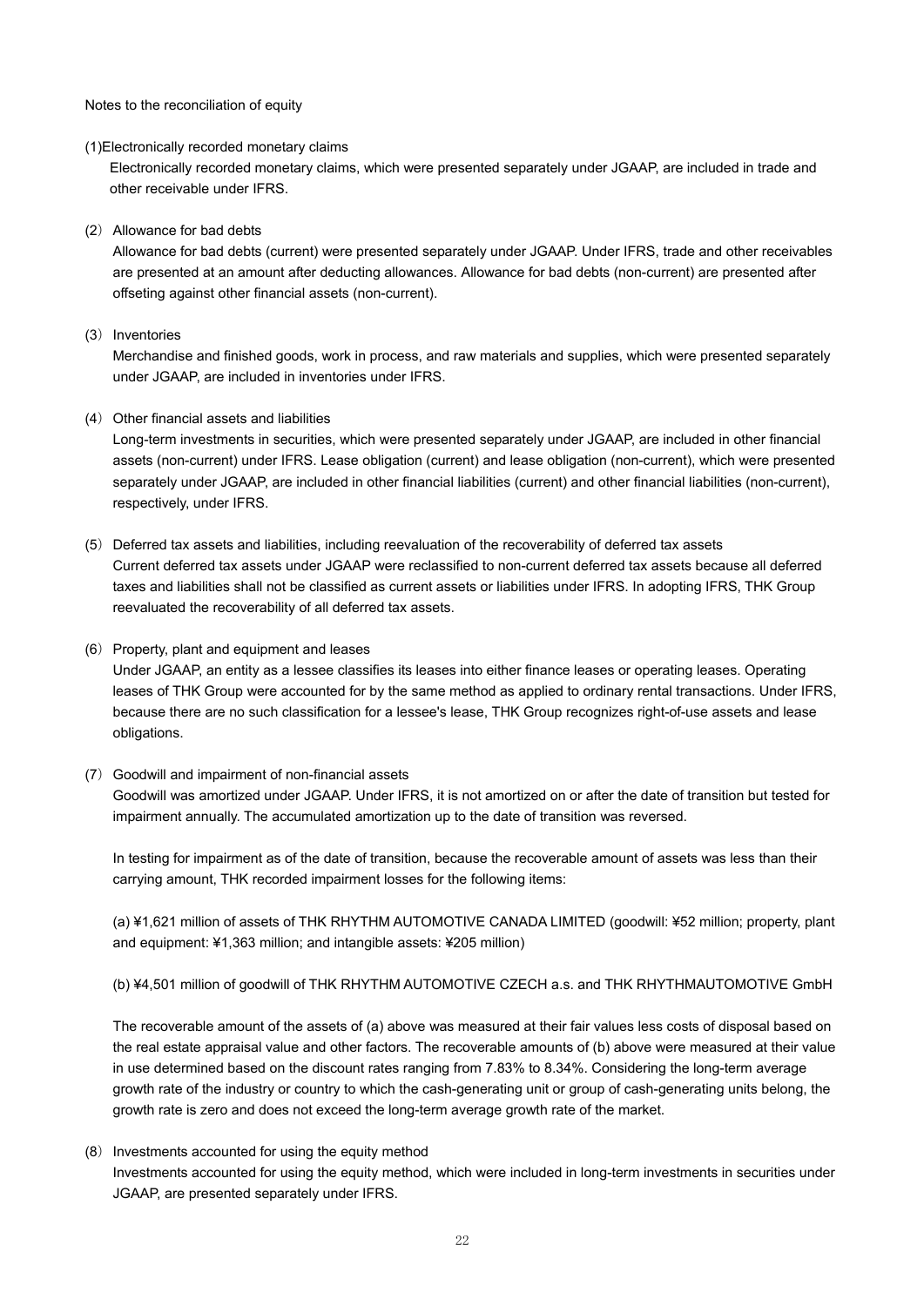Notes to the reconciliation of equity

(1)Electronically recorded monetary claims

Electronically recorded monetary claims, which were presented separately under JGAAP, are included in trade and other receivable under IFRS.

(2) Allowance for bad debts

Allowance for bad debts (current) were presented separately under JGAAP. Under IFRS, trade and other receivables are presented at an amount after deducting allowances. Allowance for bad debts (non-current) are presented after offseting against other financial assets (non-current).

(3) Inventories

Merchandise and finished goods, work in process, and raw materials and supplies, which were presented separately under JGAAP, are included in inventories under IFRS.

(4) Other financial assets and liabilities

Long-term investments in securities, which were presented separately under JGAAP, are included in other financial assets (non-current) under IFRS. Lease obligation (current) and lease obligation (non-current), which were presented separately under JGAAP, are included in other financial liabilities (current) and other financial liabilities (non-current), respectively, under IFRS.

(5) Deferred tax assets and liabilities, including reevaluation of the recoverability of deferred tax assets

Current deferred tax assets under JGAAP were reclassified to non-current deferred tax assets because all deferred taxes and liabilities shall not be classified as current assets or liabilities under IFRS. In adopting IFRS, THK Group reevaluated the recoverability of all deferred tax assets.

(6) Property, plant and equipment and leases

Under JGAAP, an entity as a lessee classifies its leases into either finance leases or operating leases. Operating leases of THK Group were accounted for by the same method as applied to ordinary rental transactions. Under IFRS, because there are no such classification for a lessee's lease, THK Group recognizes right-of-use assets and lease obligations.

(7) Goodwill and impairment of non-financial assets

Goodwill was amortized under JGAAP. Under IFRS, it is not amortized on or after the date of transition but tested for impairment annually. The accumulated amortization up to the date of transition was reversed.

In testing for impairment as of the date of transition, because the recoverable amount of assets was less than their carrying amount, THK recorded impairment losses for the following items:

(a) ¥1,621 million of assets of THK RHYTHM AUTOMOTIVE CANADA LIMITED (goodwill: ¥52 million; property, plant and equipment: ¥1,363 million; and intangible assets: ¥205 million)

(b) ¥4,501 million of goodwill of THK RHYTHM AUTOMOTIVE CZECH a.s. and THK RHYTHMAUTOMOTIVE GmbH

The recoverable amount of the assets of (a) above was measured at their fair values less costs of disposal based on the real estate appraisal value and other factors. The recoverable amounts of (b) above were measured at their value in use determined based on the discount rates ranging from 7.83% to 8.34%. Considering the long-term average growth rate of the industry or country to which the cash-generating unit or group of cash-generating units belong, the growth rate is zero and does not exceed the long-term average growth rate of the market.

(8) Investments accounted for using the equity method

Investments accounted for using the equity method, which were included in long-term investments in securities under JGAAP, are presented separately under IFRS.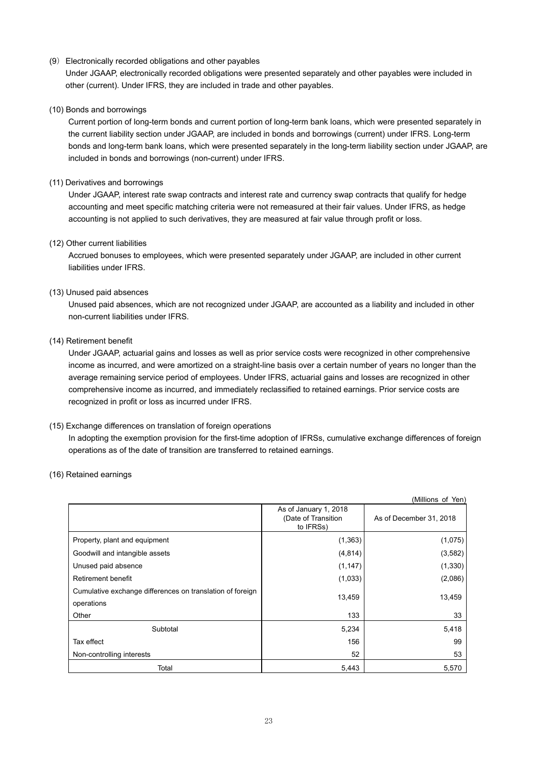(9) Electronically recorded obligations and other payables

Under JGAAP, electronically recorded obligations were presented separately and other payables were included in other (current). Under IFRS, they are included in trade and other payables.

(10) Bonds and borrowings

Current portion of long-term bonds and current portion of long-term bank loans, which were presented separately in the current liability section under JGAAP, are included in bonds and borrowings (current) under IFRS. Long-term bonds and long-term bank loans, which were presented separately in the long-term liability section under JGAAP, are included in bonds and borrowings (non-current) under IFRS.

(11) Derivatives and borrowings

Under JGAAP, interest rate swap contracts and interest rate and currency swap contracts that qualify for hedge accounting and meet specific matching criteria were not remeasured at their fair values. Under IFRS, as hedge accounting is not applied to such derivatives, they are measured at fair value through profit or loss.

(12) Other current liabilities

Accrued bonuses to employees, which were presented separately under JGAAP, are included in other current liabilities under IFRS.

(13) Unused paid absences

Unused paid absences, which are not recognized under JGAAP, are accounted as a liability and included in other non-current liabilities under IFRS.

(14) Retirement benefit

Under JGAAP, actuarial gains and losses as well as prior service costs were recognized in other comprehensive income as incurred, and were amortized on a straight-line basis over a certain number of years no longer than the average remaining service period of employees. Under IFRS, actuarial gains and losses are recognized in other comprehensive income as incurred, and immediately reclassified to retained earnings. Prior service costs are recognized in profit or loss as incurred under IFRS.

(15) Exchange differences on translation of foreign operations

In adopting the exemption provision for the first-time adoption of IFRSs, cumulative exchange differences of foreign operations as of the date of transition are transferred to retained earnings.

(16) Retained earnings

(Millions of Yen)

| | As of January 1, 2018 (Date of Transition to IFRSs) | As of December 31, 2018 |
|---|---|---|
| Property, plant and equipment | (1,363) | (1,075) |
| Goodwill and intangible assets | (4,814) | (3,582) |
| Unused paid absence | (1,147) | (1,330) |
| Retirement benefit | (1,033) | (2,086) |
| Cumulative exchange differences on translation of foreign operations | 13,459 | 13,459 |
| Other | 133 | 33 |
| Subtotal | 5,234 | 5,418 |
| Tax effect | 156 | 99 |
| Non-controlling interests | 52 | 53 |
| Total | 5,443 | 5,570 |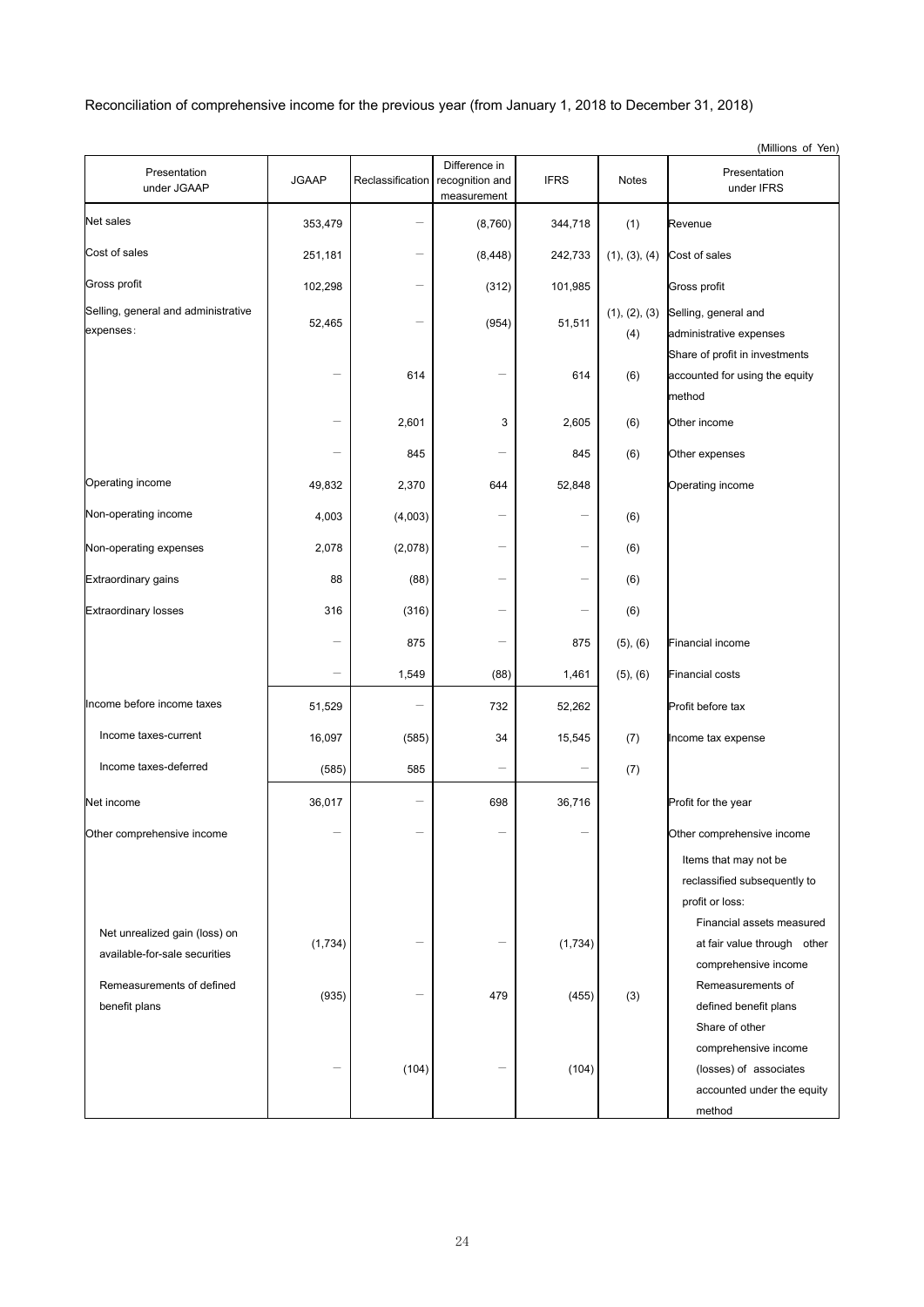Reconciliation of comprehensive income for the previous year (from January 1, 2018 to December 31, 2018)

(Millions of Yen)

| Presentation under JGAAP | JGAAP | Reclassification | Difference in recognition and measurement | IFRS | Notes | Presentation under IFRS |
|---|---|---|---|---|---|---|
| Net sales | 353,479 | – | (8,760) | 344,718 | (1) | Revenue |
| Cost of sales | 251,181 | – | (8,448) | 242,733 | (1), (3), (4) | Cost of sales |
| Gross profit | 102,298 | – | (312) | 101,985 | | Gross profit |
| Selling, general and administrative expenses: | 52,465 | – | (954) | 51,511 | (1), (2), (3) (4) | Selling, general and administrative expenses |
| | – | 614 | – | 614 | (6) | Share of profit in investments accounted for using the equity method |
| | – | 2,601 | 3 | 2,605 | (6) | Other income |
| | – | 845 | – | 845 | (6) | Other expenses |
| Operating income | 49,832 | 2,370 | 644 | 52,848 | | Operating income |
| Non-operating income | 4,003 | (4,003) | – | – | (6) | |
| Non-operating expenses | 2,078 | (2,078) | – | – | (6) | |
| Extraordinary gains | 88 | (88) | – | – | (6) | |
| Extraordinary losses | 316 | (316) | – | – | (6) | |
| | – | 875 | – | 875 | (5), (6) | Financial income |
| | – | 1,549 | (88) | 1,461 | (5), (6) | Financial costs |
| Income before income taxes | 51,529 | – | 732 | 52,262 | | Profit before tax |
| Income taxes-current | 16,097 | (585) | 34 | 15,545 | (7) | Income tax expense |
| Income taxes-deferred | (585) | 585 | – | – | (7) | |
| Net income | 36,017 | – | 698 | 36,716 | | Profit for the year |
| Other comprehensive income | – | – | – | – | | Other comprehensive income |
| | | | | | | Items that may not be reclassified subsequently to profit or loss: |
| Net unrealized gain (loss) on available-for-sale securities | (1,734) | – | – | (1,734) | | Financial assets measured at fair value through other comprehensive income |
| Remeasurements of defined benefit plans | (935) | – | 479 | (455) | (3) | Remeasurements of defined benefit plans |
| | – | (104) | – | (104) | | Share of other comprehensive income (losses) of associates accounted under the equity method |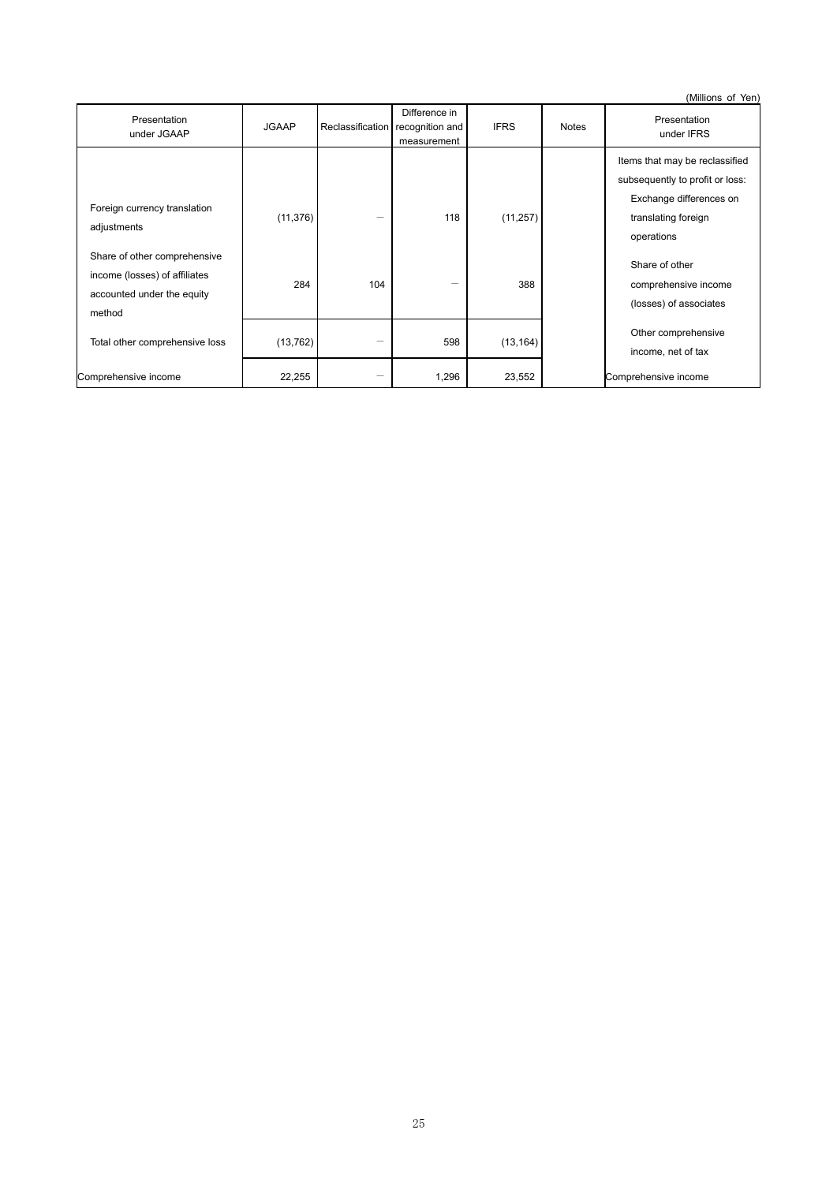(Millions of Yen)

| Presentation under JGAAP | JGAAP | Reclassification | Difference in recognition and measurement | IFRS | Notes | Presentation under IFRS |
|---|---|---|---|---|---|---|
| | | | | | | Items that may be reclassified subsequently to profit or loss: |
| Foreign currency translation adjustments | (11,376) | － | 118 | (11,257) | | Exchange differences on translating foreign operations |
| Share of other comprehensive income (losses) of affiliates accounted under the equity method | 284 | 104 | － | 388 | | Share of other comprehensive income (losses) of associates |
| Total other comprehensive loss | (13,762) | － | 598 | (13,164) | | Other comprehensive income, net of tax |
| Comprehensive income | 22,255 | － | 1,296 | 23,552 | | Comprehensive income |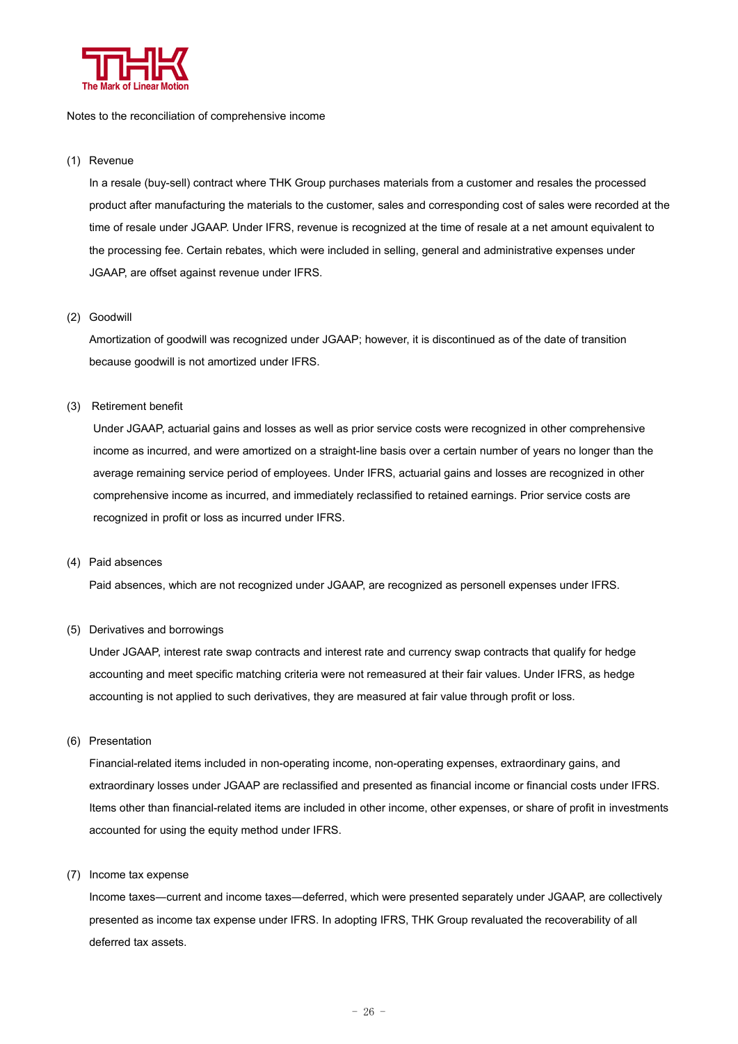Notes to the reconciliation of comprehensive income

(1) Revenue

In a resale (buy-sell) contract where THK Group purchases materials from a customer and resales the processed product after manufacturing the materials to the customer, sales and corresponding cost of sales were recorded at the time of resale under JGAAP. Under IFRS, revenue is recognized at the time of resale at a net amount equivalent to the processing fee. Certain rebates, which were included in selling, general and administrative expenses under JGAAP, are offset against revenue under IFRS.

(2) Goodwill

Amortization of goodwill was recognized under JGAAP; however, it is discontinued as of the date of transition because goodwill is not amortized under IFRS.

(3) Retirement benefit

Under JGAAP, actuarial gains and losses as well as prior service costs were recognized in other comprehensive income as incurred, and were amortized on a straight-line basis over a certain number of years no longer than the average remaining service period of employees. Under IFRS, actuarial gains and losses are recognized in other comprehensive income as incurred, and immediately reclassified to retained earnings. Prior service costs are recognized in profit or loss as incurred under IFRS.

(4) Paid absences

Paid absences, which are not recognized under JGAAP, are recognized as personell expenses under IFRS.

(5) Derivatives and borrowings

Under JGAAP, interest rate swap contracts and interest rate and currency swap contracts that qualify for hedge accounting and meet specific matching criteria were not remeasured at their fair values. Under IFRS, as hedge accounting is not applied to such derivatives, they are measured at fair value through profit or loss.

(6) Presentation

Financial-related items included in non-operating income, non-operating expenses, extraordinary gains, and extraordinary losses under JGAAP are reclassified and presented as financial income or financial costs under IFRS. Items other than financial-related items are included in other income, other expenses, or share of profit in investments accounted for using the equity method under IFRS.

(7) Income tax expense

Income taxes—current and income taxes—deferred, which were presented separately under JGAAP, are collectively presented as income tax expense under IFRS. In adopting IFRS, THK Group revaluated the recoverability of all deferred tax assets.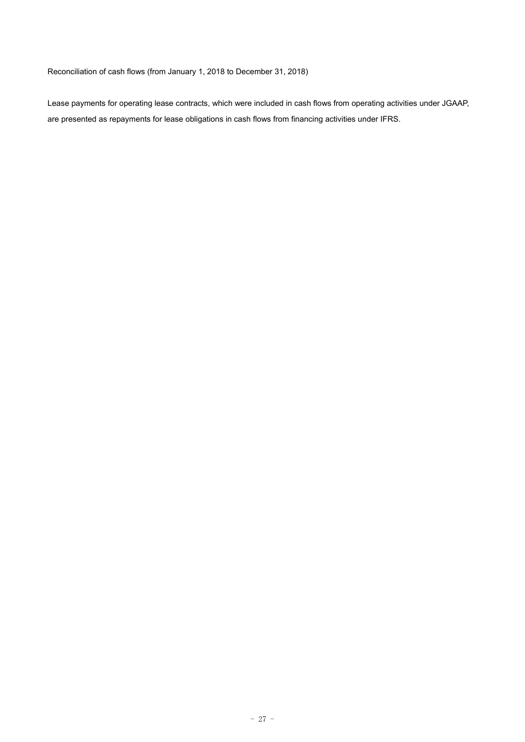Reconciliation of cash flows (from January 1, 2018 to December 31, 2018)

Lease payments for operating lease contracts, which were included in cash flows from operating activities under JGAAP, are presented as repayments for lease obligations in cash flows from financing activities under IFRS.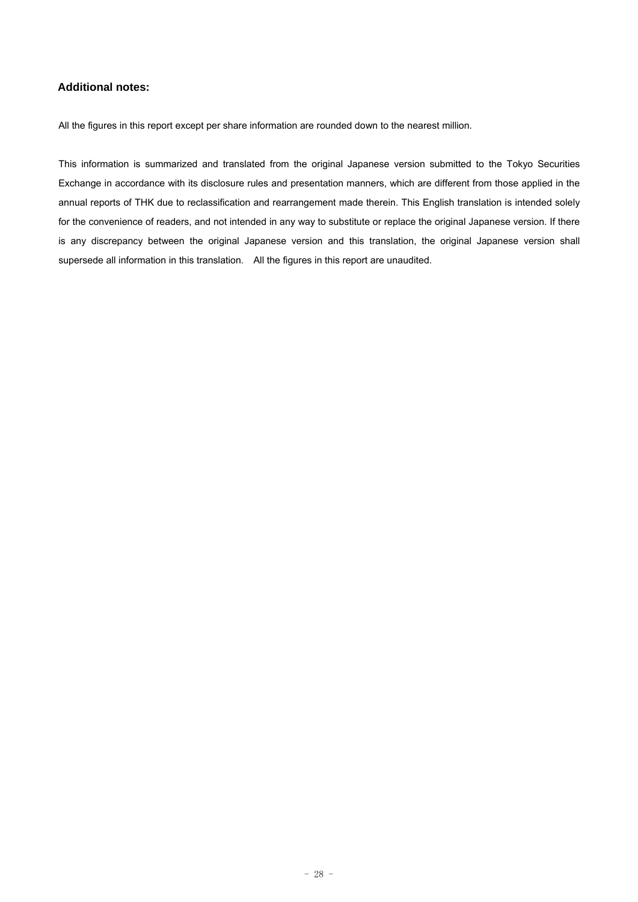### Additional notes:

All the figures in this report except per share information are rounded down to the nearest million.

This information is summarized and translated from the original Japanese version submitted to the Tokyo Securities Exchange in accordance with its disclosure rules and presentation manners, which are different from those applied in the annual reports of THK due to reclassification and rearrangement made therein. This English translation is intended solely for the convenience of readers, and not intended in any way to substitute or replace the original Japanese version. If there is any discrepancy between the original Japanese version and this translation, the original Japanese version shall supersede all information in this translation. All the figures in this report are unaudited.